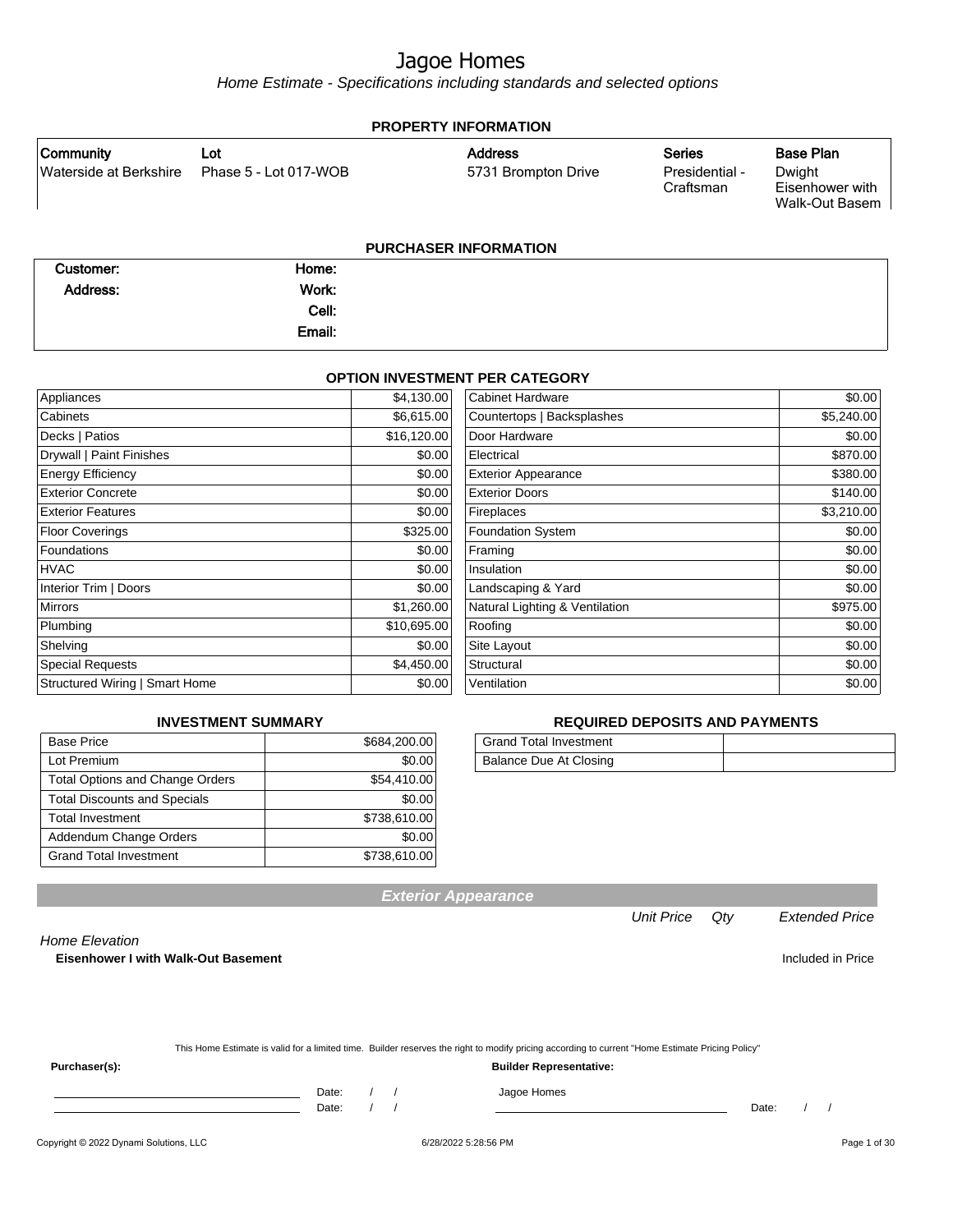# Jagoe Homes

*Home Estimate - Specifications including standards and selected options*

## PROPERTY INFORMATION

| Community | Lot | Address | Series | Base Plan |
|---|---|---|---|---|
| Waterside at Berkshire | Phase 5 - Lot 017-WOB | 5731 Brompton Drive | Presidential - Craftsman | Dwight Eisenhower with Walk-Out Basem |

## PURCHASER INFORMATION

| | | | |
|---|---|---|---|
| Customer: | | Home: | |
| Address: | | Work: | |
| | | Cell: | |
| | | Email: | |

## OPTION INVESTMENT PER CATEGORY

| Category | Amount | Category | Amount |
|---|---|---|---|
| Appliances | $4,130.00 | Cabinet Hardware | $0.00 |
| Cabinets | $6,615.00 | Countertops \| Backsplashes | $5,240.00 |
| Decks \| Patios | $16,120.00 | Door Hardware | $0.00 |
| Drywall \| Paint Finishes | $0.00 | Electrical | $870.00 |
| Energy Efficiency | $0.00 | Exterior Appearance | $380.00 |
| Exterior Concrete | $0.00 | Exterior Doors | $140.00 |
| Exterior Features | $0.00 | Fireplaces | $3,210.00 |
| Floor Coverings | $325.00 | Foundation System | $0.00 |
| Foundations | $0.00 | Framing | $0.00 |
| HVAC | $0.00 | Insulation | $0.00 |
| Interior Trim \| Doors | $0.00 | Landscaping & Yard | $0.00 |
| Mirrors | $1,260.00 | Natural Lighting & Ventilation | $975.00 |
| Plumbing | $10,695.00 | Roofing | $0.00 |
| Shelving | $0.00 | Site Layout | $0.00 |
| Special Requests | $4,450.00 | Structural | $0.00 |
| Structured Wiring \| Smart Home | $0.00 | Ventilation | $0.00 |

## INVESTMENT SUMMARY

| | |
|---|---|
| Base Price | $684,200.00 |
| Lot Premium | $0.00 |
| Total Options and Change Orders | $54,410.00 |
| Total Discounts and Specials | $0.00 |
| Total Investment | $738,610.00 |
| Addendum Change Orders | $0.00 |
| Grand Total Investment | $738,610.00 |

## REQUIRED DEPOSITS AND PAYMENTS

| | |
|---|---|
| Grand Total Investment | |
| Balance Due At Closing | |

## Exterior Appearance

| | Unit Price | Qty | Extended Price |
|---|---|---|---|
| *Home Elevation* | | | |
| **Eisenhower I with Walk-Out Basement** | | | Included in Price |

This Home Estimate is valid for a limited time. Builder reserves the right to modify pricing according to current "Home Estimate Pricing Policy"

**Purchaser(s):**

Date: / /

Date: / /

**Builder Representative:**

Jagoe Homes

Date: / /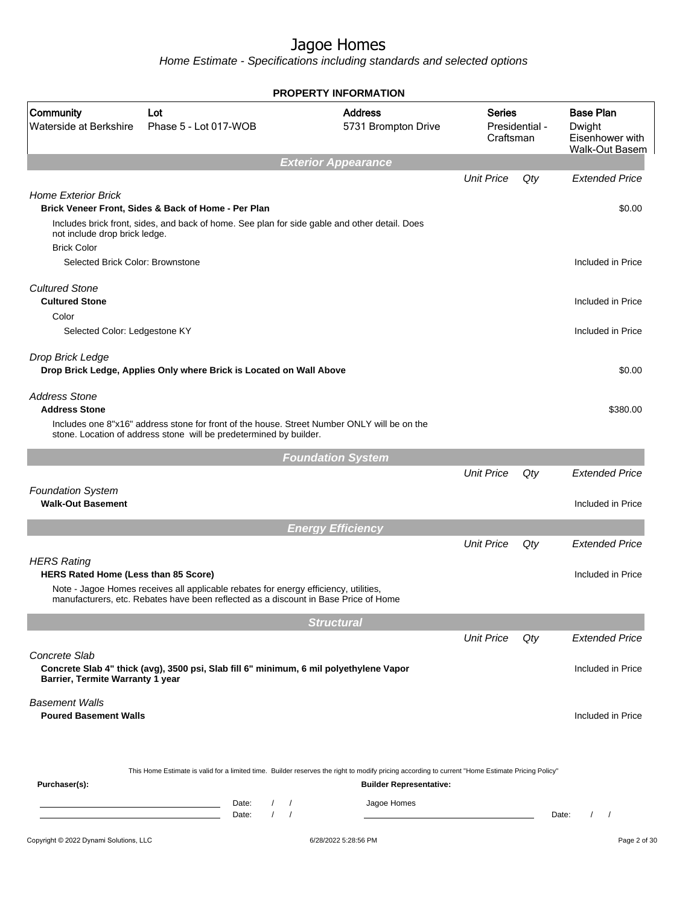# Jagoe Homes

*Home Estimate - Specifications including standards and selected options*

## PROPERTY INFORMATION

| Community | Lot | Address | Series | Base Plan |
|---|---|---|---|---|
| Waterside at Berkshire | Phase 5 - Lot 017-WOB | 5731 Brompton Drive | Presidential - Craftsman | Dwight Eisenhower with Walk-Out Basem |

### *Exterior Appearance*

| | Unit Price | Qty | Extended Price |
|---|---|---|---|
| *Home Exterior Brick* | | | |
| **Brick Veneer Front, Sides & Back of Home - Per Plan** | | | $0.00 |
| Includes brick front, sides, and back of home. See plan for side gable and other detail. Does not include drop brick ledge. | | | |
| Brick Color | | | |
| Selected Brick Color: Brownstone | | | Included in Price |
| *Cultured Stone* | | | |
| **Cultured Stone** | | | Included in Price |
| Color | | | |
| Selected Color: Ledgestone KY | | | Included in Price |
| *Drop Brick Ledge* | | | |
| **Drop Brick Ledge, Applies Only where Brick is Located on Wall Above** | | | $0.00 |
| *Address Stone* | | | |
| **Address Stone** | | | $380.00 |
| Includes one 8"x16" address stone for front of the house. Street Number ONLY will be on the stone. Location of address stone will be predetermined by builder. | | | |

### *Foundation System*

| | Unit Price | Qty | Extended Price |
|---|---|---|---|
| *Foundation System* | | | |
| **Walk-Out Basement** | | | Included in Price |

### *Energy Efficiency*

| | Unit Price | Qty | Extended Price |
|---|---|---|---|
| *HERS Rating* | | | |
| **HERS Rated Home (Less than 85 Score)** | | | Included in Price |
| Note - Jagoe Homes receives all applicable rebates for energy efficiency, utilities, manufacturers, etc. Rebates have been reflected as a discount in Base Price of Home | | | |

### *Structural*

| | Unit Price | Qty | Extended Price |
|---|---|---|---|
| *Concrete Slab* | | | |
| **Concrete Slab 4" thick (avg), 3500 psi, Slab fill 6" minimum, 6 mil polyethylene Vapor Barrier, Termite Warranty 1 year** | | | Included in Price |
| *Basement Walls* | | | |
| **Poured Basement Walls** | | | Included in Price |

This Home Estimate is valid for a limited time. Builder reserves the right to modify pricing according to current "Home Estimate Pricing Policy"

**Purchaser(s):** Date: / / Date: / /

**Builder Representative:** Jagoe Homes Date: / /

Copyright © 2022 Dynami Solutions, LLC 6/28/2022 5:28:56 PM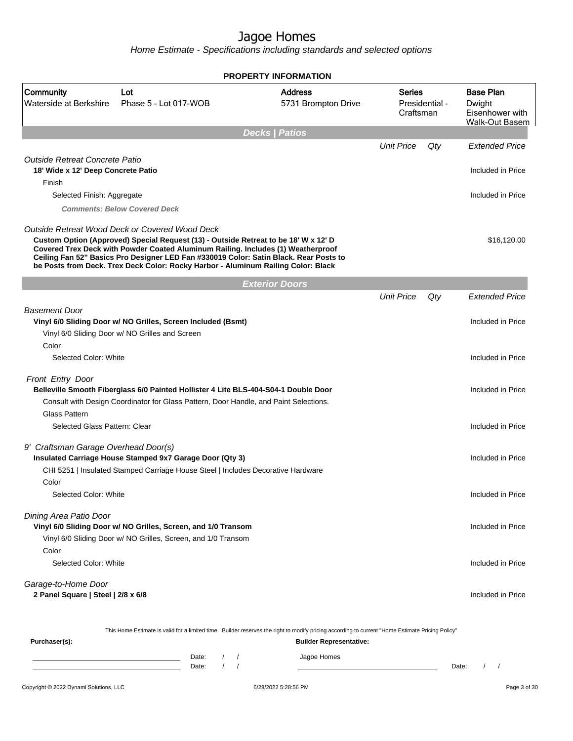# Jagoe Homes

*Home Estimate - Specifications including standards and selected options*

## PROPERTY INFORMATION

| Community | Lot | Address | Series | Base Plan |
|---|---|---|---|---|
| Waterside at Berkshire | Phase 5 - Lot 017-WOB | 5731 Brompton Drive | Presidential - Craftsman | Dwight Eisenhower with Walk-Out Basem |

## Decks | Patios

| | Unit Price | Qty | Extended Price |
|---|---|---|---|
| *Outside Retreat Concrete Patio* | | | |
| **18' Wide x 12' Deep Concrete Patio** | | | Included in Price |
| Finish | | | |
| Selected Finish: Aggregate | | | Included in Price |
| ***Comments: Below Covered Deck*** | | | |
| *Outside Retreat Wood Deck or Covered Wood Deck* | | | |
| **Custom Option (Approved) Special Request (13) - Outside Retreat to be 18' W x 12' D Covered Trex Deck with Powder Coated Aluminum Railing. Includes (1) Weatherproof Ceiling Fan 52" Basics Pro Designer LED Fan #330019 Color: Satin Black. Rear Posts to be Posts from Deck. Trex Deck Color: Rocky Harbor - Aluminum Railing Color: Black** | | | $16,120.00 |

## Exterior Doors

| | Unit Price | Qty | Extended Price |
|---|---|---|---|
| *Basement Door* | | | |
| **Vinyl 6/0 Sliding Door w/ NO Grilles, Screen Included (Bsmt)** | | | Included in Price |
| Vinyl 6/0 Sliding Door w/ NO Grilles and Screen | | | |
| Color | | | |
| Selected Color: White | | | Included in Price |
| *Front Entry Door* | | | |
| **Belleville Smooth Fiberglass 6/0 Painted Hollister 4 Lite BLS-404-S04-1 Double Door** | | | Included in Price |
| Consult with Design Coordinator for Glass Pattern, Door Handle, and Paint Selections. | | | |
| Glass Pattern | | | |
| Selected Glass Pattern: Clear | | | Included in Price |
| *9' Craftsman Garage Overhead Door(s)* | | | |
| **Insulated Carriage House Stamped 9x7 Garage Door (Qty 3)** | | | Included in Price |
| CHI 5251 \| Insulated Stamped Carriage House Steel \| Includes Decorative Hardware | | | |
| Color | | | |
| Selected Color: White | | | Included in Price |
| *Dining Area Patio Door* | | | |
| **Vinyl 6/0 Sliding Door w/ NO Grilles, Screen, and 1/0 Transom** | | | Included in Price |
| Vinyl 6/0 Sliding Door w/ NO Grilles, Screen, and 1/0 Transom | | | |
| Color | | | |
| Selected Color: White | | | Included in Price |
| *Garage-to-Home Door* | | | |
| **2 Panel Square \| Steel \| 2/8 x 6/8** | | | Included in Price |

This Home Estimate is valid for a limited time. Builder reserves the right to modify pricing according to current "Home Estimate Pricing Policy"

**Purchaser(s):** ____________________ Date: / / 
____________________ Date: / /

**Builder Representative:** Jagoe Homes ____________________ Date: / /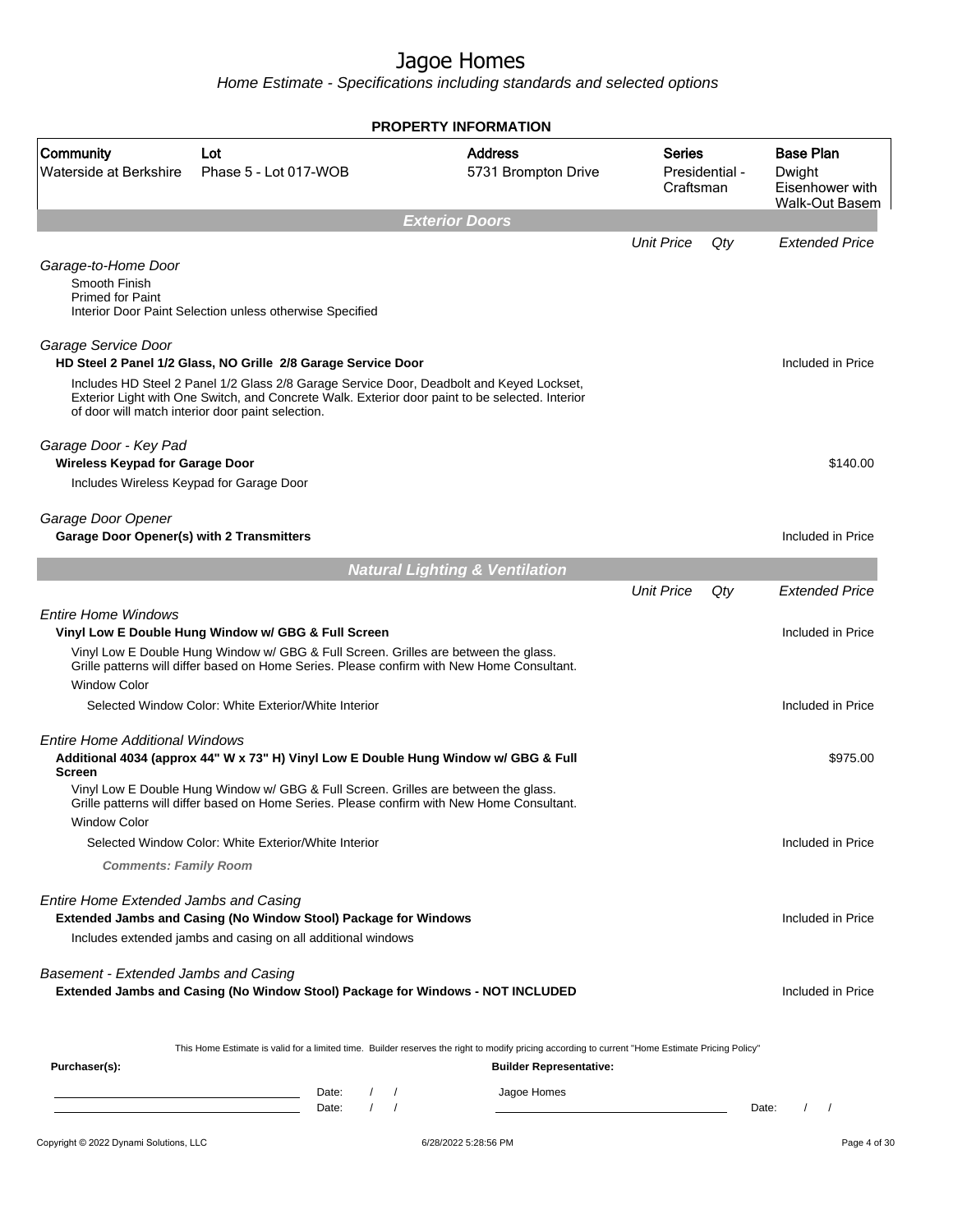# Jagoe Homes

*Home Estimate - Specifications including standards and selected options*

## PROPERTY INFORMATION

| Community | Lot | Address | Series | Base Plan |
|---|---|---|---|---|
| Waterside at Berkshire | Phase 5 - Lot 017-WOB | 5731 Brompton Drive | Presidential - Craftsman | Dwight Eisenhower with Walk-Out Basem |

## *Exterior Doors*

| | Unit Price | Qty | Extended Price |
|---|---|---|---|
| *Garage-to-Home Door* | | | |
| Smooth Finish<br>Primed for Paint<br>Interior Door Paint Selection unless otherwise Specified | | | |
| *Garage Service Door* | | | |
| **HD Steel 2 Panel 1/2 Glass, NO Grille 2/8 Garage Service Door** | | | Included in Price |
| Includes HD Steel 2 Panel 1/2 Glass 2/8 Garage Service Door, Deadbolt and Keyed Lockset, Exterior Light with One Switch, and Concrete Walk. Exterior door paint to be selected. Interior of door will match interior door paint selection. | | | |
| *Garage Door - Key Pad* | | | |
| **Wireless Keypad for Garage Door** | | | $140.00 |
| Includes Wireless Keypad for Garage Door | | | |
| *Garage Door Opener* | | | |
| **Garage Door Opener(s) with 2 Transmitters** | | | Included in Price |

## *Natural Lighting & Ventilation*

| | Unit Price | Qty | Extended Price |
|---|---|---|---|
| *Entire Home Windows* | | | |
| **Vinyl Low E Double Hung Window w/ GBG & Full Screen** | | | Included in Price |
| Vinyl Low E Double Hung Window w/ GBG & Full Screen. Grilles are between the glass. Grille patterns will differ based on Home Series. Please confirm with New Home Consultant. | | | |
| Window Color | | | |
| Selected Window Color: White Exterior/White Interior | | | Included in Price |
| *Entire Home Additional Windows* | | | |
| **Additional 4034 (approx 44" W x 73" H) Vinyl Low E Double Hung Window w/ GBG & Full Screen** | | | $975.00 |
| Vinyl Low E Double Hung Window w/ GBG & Full Screen. Grilles are between the glass. Grille patterns will differ based on Home Series. Please confirm with New Home Consultant. | | | |
| Window Color | | | |
| Selected Window Color: White Exterior/White Interior | | | Included in Price |
| ***Comments: Family Room*** | | | |
| *Entire Home Extended Jambs and Casing* | | | |
| **Extended Jambs and Casing (No Window Stool) Package for Windows** | | | Included in Price |
| Includes extended jambs and casing on all additional windows | | | |
| *Basement - Extended Jambs and Casing* | | | |
| **Extended Jambs and Casing (No Window Stool) Package for Windows - NOT INCLUDED** | | | Included in Price |

This Home Estimate is valid for a limited time. Builder reserves the right to modify pricing according to current "Home Estimate Pricing Policy"

**Purchaser(s):** Date: / / Date: / /

**Builder Representative:** Jagoe Homes Date: / /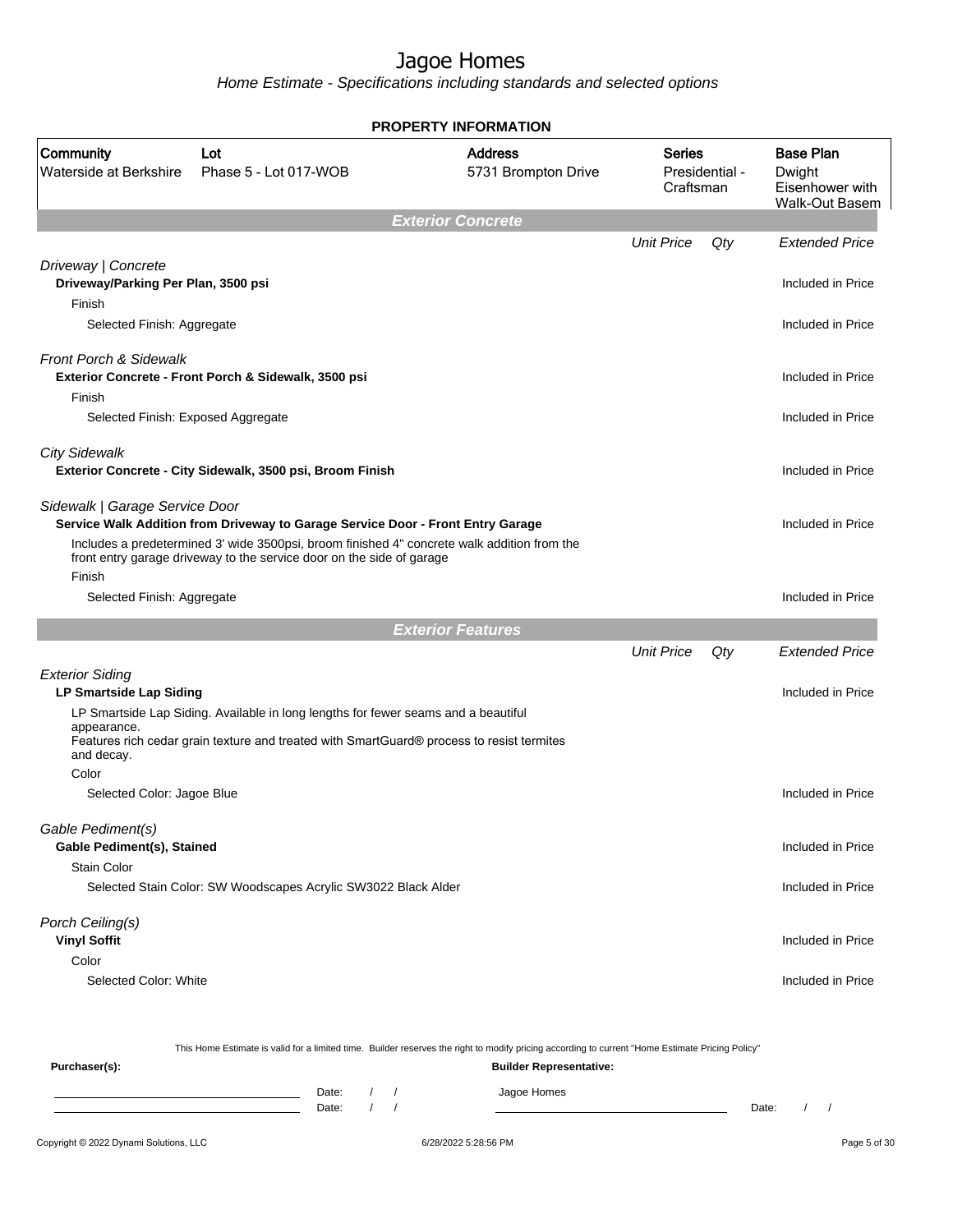# Jagoe Homes

*Home Estimate - Specifications including standards and selected options*

## PROPERTY INFORMATION

| Community | Lot | Address | Series | Base Plan |
|---|---|---|---|---|
| Waterside at Berkshire | Phase 5 - Lot 017-WOB | 5731 Brompton Drive | Presidential - Craftsman | Dwight Eisenhower with Walk-Out Basem |

### *Exterior Concrete*

| | Unit Price | Qty | Extended Price |
|---|---|---|---|
| *Driveway \| Concrete* | | | |
| **Driveway/Parking Per Plan, 3500 psi** | | | Included in Price |
| Finish | | | |
| Selected Finish: Aggregate | | | Included in Price |
| *Front Porch & Sidewalk* | | | |
| **Exterior Concrete - Front Porch & Sidewalk, 3500 psi** | | | Included in Price |
| Finish | | | |
| Selected Finish: Exposed Aggregate | | | Included in Price |
| *City Sidewalk* | | | |
| **Exterior Concrete - City Sidewalk, 3500 psi, Broom Finish** | | | Included in Price |
| *Sidewalk \| Garage Service Door* | | | |
| **Service Walk Addition from Driveway to Garage Service Door - Front Entry Garage** | | | Included in Price |
| Includes a predetermined 3' wide 3500psi, broom finished 4" concrete walk addition from the front entry garage driveway to the service door on the side of garage | | | |
| Finish | | | |
| Selected Finish: Aggregate | | | Included in Price |

### *Exterior Features*

| | Unit Price | Qty | Extended Price |
|---|---|---|---|
| *Exterior Siding* | | | |
| **LP Smartside Lap Siding** | | | Included in Price |
| LP Smartside Lap Siding. Available in long lengths for fewer seams and a beautiful appearance. Features rich cedar grain texture and treated with SmartGuard® process to resist termites and decay. | | | |
| Color | | | |
| Selected Color: Jagoe Blue | | | Included in Price |
| *Gable Pediment(s)* | | | |
| **Gable Pediment(s), Stained** | | | Included in Price |
| Stain Color | | | |
| Selected Stain Color: SW Woodscapes Acrylic SW3022 Black Alder | | | Included in Price |
| *Porch Ceiling(s)* | | | |
| **Vinyl Soffit** | | | Included in Price |
| Color | | | |
| Selected Color: White | | | Included in Price |

This Home Estimate is valid for a limited time. Builder reserves the right to modify pricing according to current "Home Estimate Pricing Policy"

**Purchaser(s):** Date: / / Date: / /

**Builder Representative:** Jagoe Homes Date: / /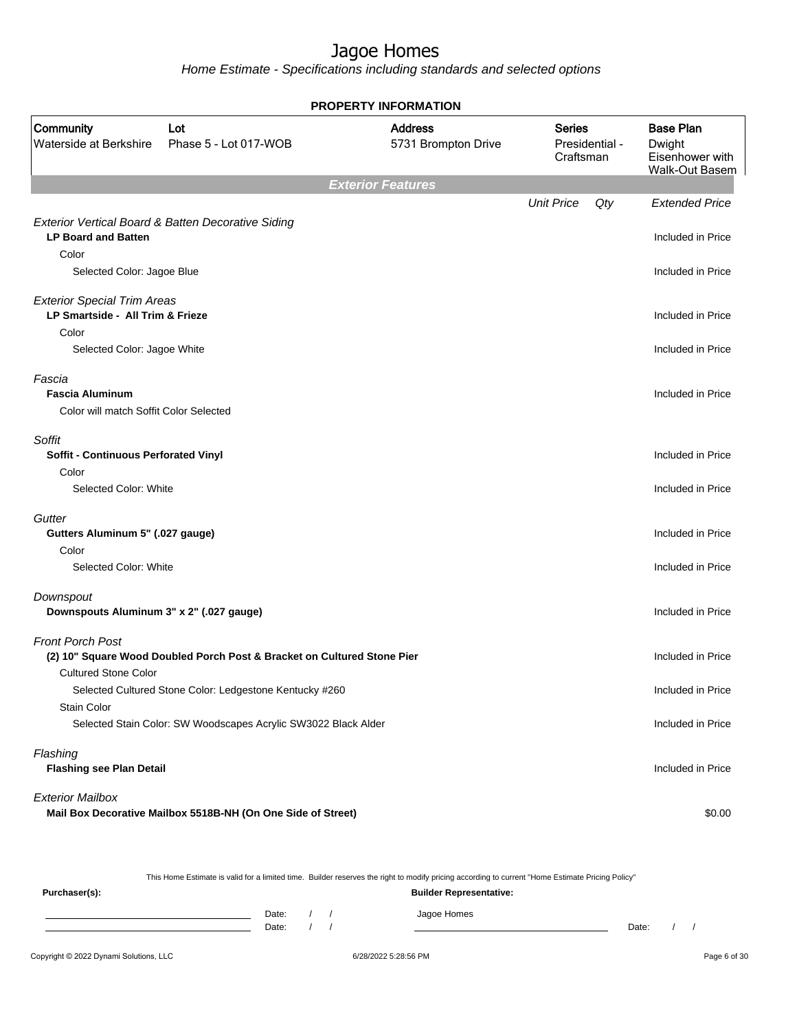# Jagoe Homes

*Home Estimate - Specifications including standards and selected options*

## PROPERTY INFORMATION

| Community | Lot | Address | Series | Base Plan |
|---|---|---|---|---|
| Waterside at Berkshire | Phase 5 - Lot 017-WOB | 5731 Brompton Drive | Presidential - Craftsman | Dwight Eisenhower with Walk-Out Basem |

### Exterior Features

| | Unit Price | Qty | Extended Price |
|---|---|---|---|
| *Exterior Vertical Board & Batten Decorative Siding* | | | |
| **LP Board and Batten** | | | Included in Price |
| Color | | | |
| Selected Color: Jagoe Blue | | | Included in Price |
| *Exterior Special Trim Areas* | | | |
| **LP Smartside - All Trim & Frieze** | | | Included in Price |
| Color | | | |
| Selected Color: Jagoe White | | | Included in Price |
| *Fascia* | | | |
| **Fascia Aluminum** | | | Included in Price |
| Color will match Soffit Color Selected | | | |
| *Soffit* | | | |
| **Soffit - Continuous Perforated Vinyl** | | | Included in Price |
| Color | | | |
| Selected Color: White | | | Included in Price |
| *Gutter* | | | |
| **Gutters Aluminum 5" (.027 gauge)** | | | Included in Price |
| Color | | | |
| Selected Color: White | | | Included in Price |
| *Downspout* | | | |
| **Downspouts Aluminum 3" x 2" (.027 gauge)** | | | Included in Price |
| *Front Porch Post* | | | |
| **(2) 10" Square Wood Doubled Porch Post & Bracket on Cultured Stone Pier** | | | Included in Price |
| Cultured Stone Color | | | |
| Selected Cultured Stone Color: Ledgestone Kentucky #260 | | | Included in Price |
| Stain Color | | | |
| Selected Stain Color: SW Woodscapes Acrylic SW3022 Black Alder | | | Included in Price |
| *Flashing* | | | |
| **Flashing see Plan Detail** | | | Included in Price |
| *Exterior Mailbox* | | | |
| **Mail Box Decorative Mailbox 5518B-NH (On One Side of Street)** | | | $0.00 |

This Home Estimate is valid for a limited time. Builder reserves the right to modify pricing according to current "Home Estimate Pricing Policy"

**Purchaser(s):** **Builder Representative:**

Date: / / Jagoe Homes
Date: / / Date: / /

Copyright © 2022 Dynami Solutions, LLC 6/28/2022 5:28:56 PM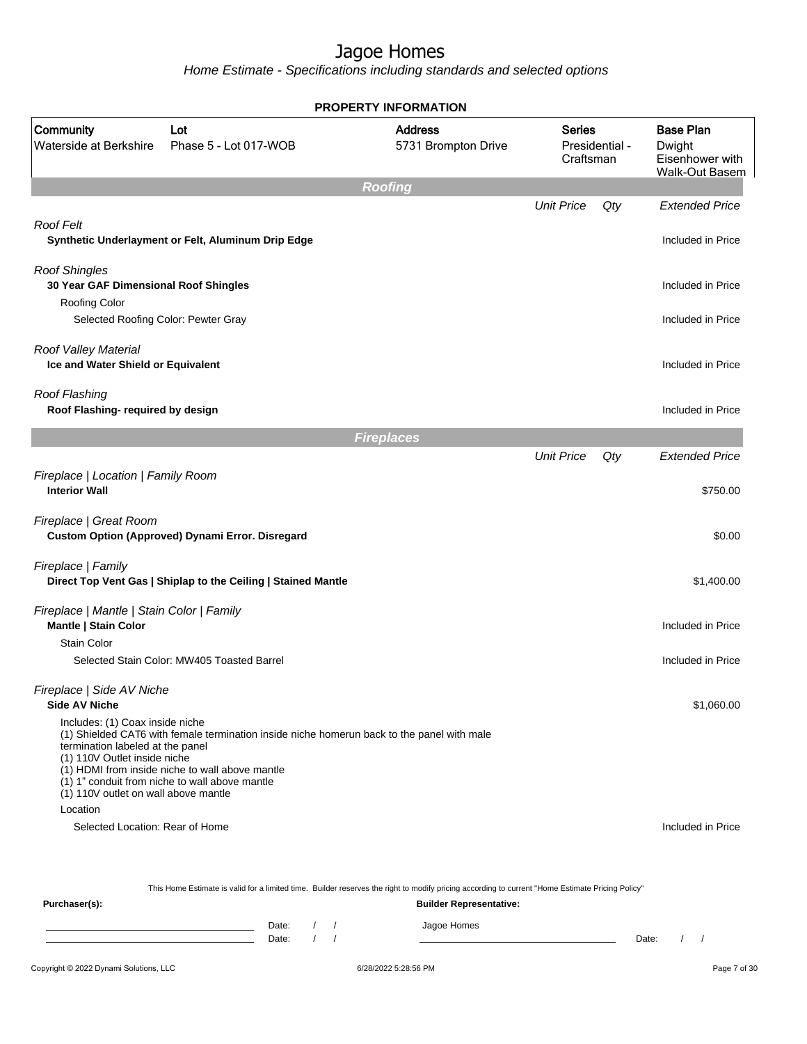# Jagoe Homes

*Home Estimate - Specifications including standards and selected options*

**PROPERTY INFORMATION**

| Community | Lot | Address | Series | Base Plan |
|---|---|---|---|---|
| Waterside at Berkshire | Phase 5 - Lot 017-WOB | 5731 Brompton Drive | Presidential - Craftsman | Dwight Eisenhower with Walk-Out Basem |

## Roofing

| | Unit Price | Qty | Extended Price |
|---|---|---|---|
| *Roof Felt* | | | |
| **Synthetic Underlayment or Felt, Aluminum Drip Edge** | | | Included in Price |
| *Roof Shingles* | | | |
| **30 Year GAF Dimensional Roof Shingles** | | | Included in Price |
| Roofing Color | | | |
| Selected Roofing Color: Pewter Gray | | | Included in Price |
| *Roof Valley Material* | | | |
| **Ice and Water Shield or Equivalent** | | | Included in Price |
| *Roof Flashing* | | | |
| **Roof Flashing- required by design** | | | Included in Price |

## Fireplaces

| | Unit Price | Qty | Extended Price |
|---|---|---|---|
| *Fireplace \| Location \| Family Room* | | | |
| **Interior Wall** | | | $750.00 |
| *Fireplace \| Great Room* | | | |
| **Custom Option (Approved) Dynami Error. Disregard** | | | $0.00 |
| *Fireplace \| Family* | | | |
| **Direct Top Vent Gas \| Shiplap to the Ceiling \| Stained Mantle** | | | $1,400.00 |
| *Fireplace \| Mantle \| Stain Color \| Family* | | | |
| **Mantle \| Stain Color** | | | Included in Price |
| Stain Color | | | |
| Selected Stain Color: MW405 Toasted Barrel | | | Included in Price |
| *Fireplace \| Side AV Niche* | | | |
| **Side AV Niche** | | | $1,060.00 |
| Includes: (1) Coax inside niche<br>(1) Shielded CAT6 with female termination inside niche homerun back to the panel with male termination labeled at the panel<br>(1) 110V Outlet inside niche<br>(1) HDMI from inside niche to wall above mantle<br>(1) 1" conduit from niche to wall above mantle<br>(1) 110V outlet on wall above mantle | | | |
| Location | | | |
| Selected Location: Rear of Home | | | Included in Price |

This Home Estimate is valid for a limited time. Builder reserves the right to modify pricing according to current "Home Estimate Pricing Policy"

**Purchaser(s):**

Date: / /

Date: / /

**Builder Representative:**

Jagoe Homes

Date: / /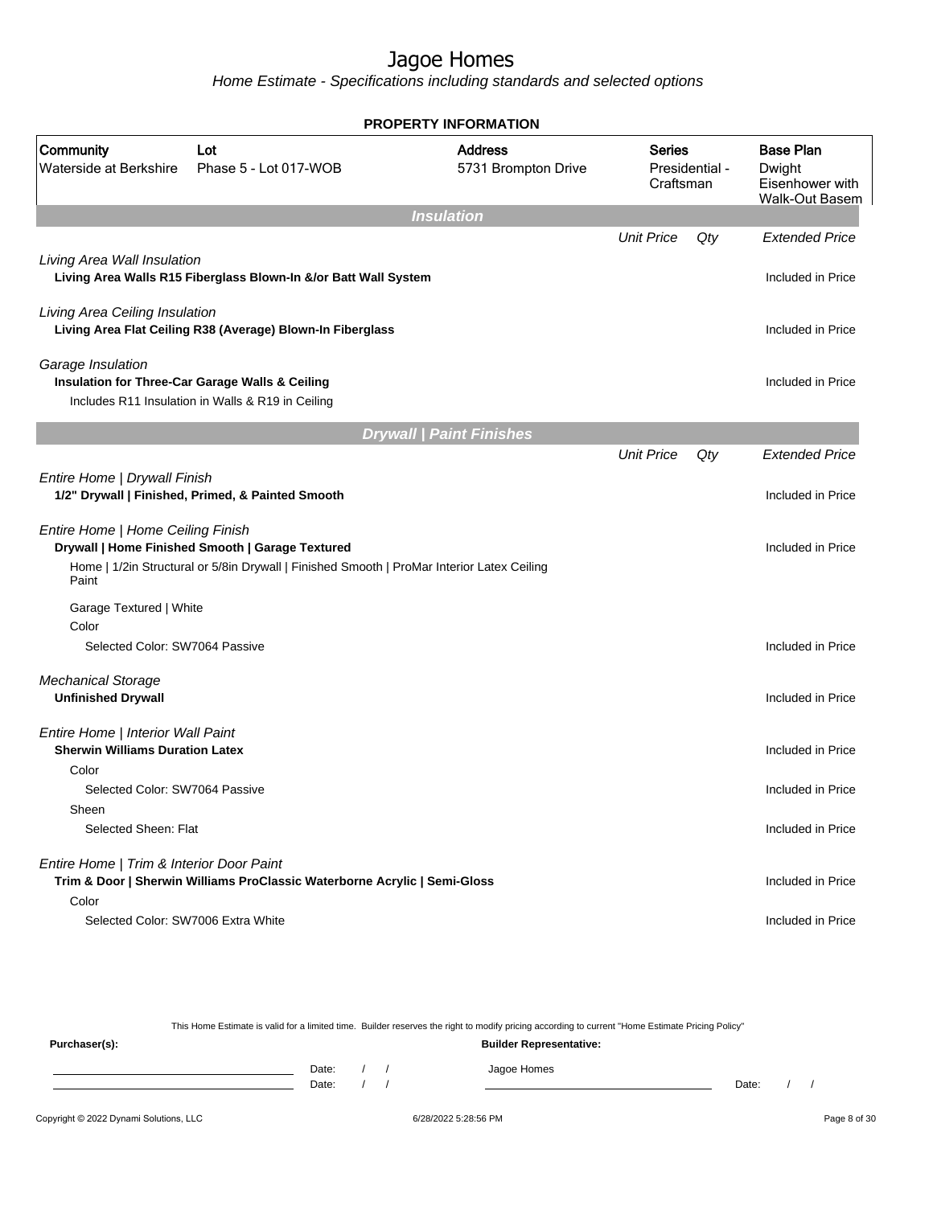# Jagoe Homes

*Home Estimate - Specifications including standards and selected options*

**PROPERTY INFORMATION**

| Community | Lot | Address | Series | Base Plan |
|---|---|---|---|---|
| Waterside at Berkshire | Phase 5 - Lot 017-WOB | 5731 Brompton Drive | Presidential - Craftsman | Dwight Eisenhower with Walk-Out Basem |

## Insulation

| | Unit Price | Qty | Extended Price |
|---|---|---|---|
| *Living Area Wall Insulation* | | | |
| **Living Area Walls R15 Fiberglass Blown-In &/or Batt Wall System** | | | Included in Price |
| *Living Area Ceiling Insulation* | | | |
| **Living Area Flat Ceiling R38 (Average) Blown-In Fiberglass** | | | Included in Price |
| *Garage Insulation* | | | |
| **Insulation for Three-Car Garage Walls & Ceiling** | | | Included in Price |
| Includes R11 Insulation in Walls & R19 in Ceiling | | | |

## Drywall | Paint Finishes

| | Unit Price | Qty | Extended Price |
|---|---|---|---|
| *Entire Home \| Drywall Finish* | | | |
| **1/2" Drywall \| Finished, Primed, & Painted Smooth** | | | Included in Price |
| *Entire Home \| Home Ceiling Finish* | | | |
| **Drywall \| Home Finished Smooth \| Garage Textured** | | | Included in Price |
| Home \| 1/2in Structural or 5/8in Drywall \| Finished Smooth \| ProMar Interior Latex Ceiling Paint | | | |
| Garage Textured \| White | | | |
| Color | | | |
| Selected Color: SW7064 Passive | | | Included in Price |
| *Mechanical Storage* | | | |
| **Unfinished Drywall** | | | Included in Price |
| *Entire Home \| Interior Wall Paint* | | | |
| **Sherwin Williams Duration Latex** | | | Included in Price |
| Color | | | |
| Selected Color: SW7064 Passive | | | Included in Price |
| Sheen | | | |
| Selected Sheen: Flat | | | Included in Price |
| *Entire Home \| Trim & Interior Door Paint* | | | |
| **Trim & Door \| Sherwin Williams ProClassic Waterborne Acrylic \| Semi-Gloss** | | | Included in Price |
| Color | | | |
| Selected Color: SW7006 Extra White | | | Included in Price |

This Home Estimate is valid for a limited time. Builder reserves the right to modify pricing according to current "Home Estimate Pricing Policy"

**Purchaser(s):** Date: / / Date: / /

**Builder Representative:** Jagoe Homes Date: / /

Copyright © 2022 Dynami Solutions, LLC 6/28/2022 5:28:56 PM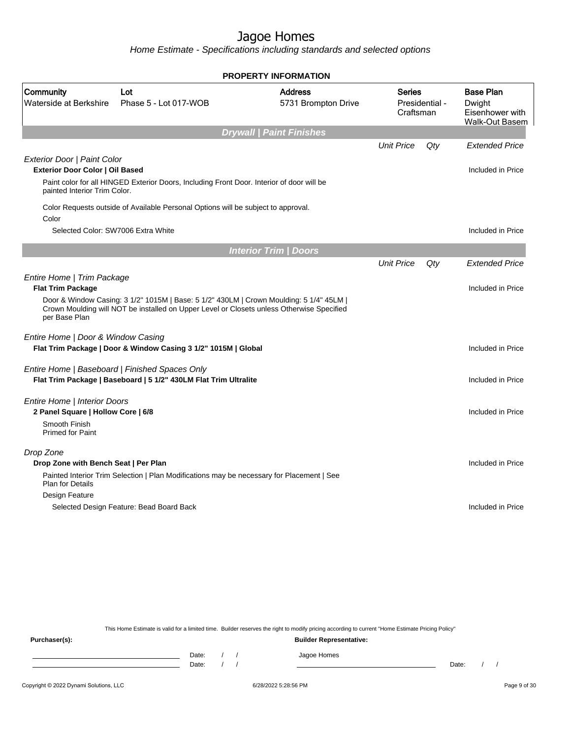# Jagoe Homes

*Home Estimate - Specifications including standards and selected options*

**PROPERTY INFORMATION**

| Community | Lot | Address | Series | Base Plan |
|---|---|---|---|---|
| Waterside at Berkshire | Phase 5 - Lot 017-WOB | 5731 Brompton Drive | Presidential - Craftsman | Dwight Eisenhower with Walk-Out Basem |

## Drywall | Paint Finishes

| | Unit Price | Qty | Extended Price |
|---|---|---|---|
| *Exterior Door \| Paint Color* | | | |
| **Exterior Door Color \| Oil Based** | | | Included in Price |
| Paint color for all HINGED Exterior Doors, Including Front Door. Interior of door will be painted Interior Trim Color. | | | |
| Color Requests outside of Available Personal Options will be subject to approval. | | | |
| Color | | | |
| Selected Color: SW7006 Extra White | | | Included in Price |

## Interior Trim | Doors

| | Unit Price | Qty | Extended Price |
|---|---|---|---|
| *Entire Home \| Trim Package* | | | |
| **Flat Trim Package** | | | Included in Price |
| Door & Window Casing: 3 1/2" 1015M \| Base: 5 1/2" 430LM \| Crown Moulding: 5 1/4" 45LM \| Crown Moulding will NOT be installed on Upper Level or Closets unless Otherwise Specified per Base Plan | | | |
| *Entire Home \| Door & Window Casing* | | | |
| **Flat Trim Package \| Door & Window Casing 3 1/2" 1015M \| Global** | | | Included in Price |
| *Entire Home \| Baseboard \| Finished Spaces Only* | | | |
| **Flat Trim Package \| Baseboard \| 5 1/2" 430LM Flat Trim Ultralite** | | | Included in Price |
| *Entire Home \| Interior Doors* | | | |
| **2 Panel Square \| Hollow Core \| 6/8** | | | Included in Price |
| Smooth Finish<br>Primed for Paint | | | |
| *Drop Zone* | | | |
| **Drop Zone with Bench Seat \| Per Plan** | | | Included in Price |
| Painted Interior Trim Selection \| Plan Modifications may be necessary for Placement \| See Plan for Details | | | |
| Design Feature | | | |
| Selected Design Feature: Bead Board Back | | | Included in Price |

This Home Estimate is valid for a limited time. Builder reserves the right to modify pricing according to current "Home Estimate Pricing Policy"

**Purchaser(s):** **Builder Representative:**

Date: / / Jagoe Homes

Date: / / Date: / /

Copyright © 2022 Dynami Solutions, LLC 6/28/2022 5:28:56 PM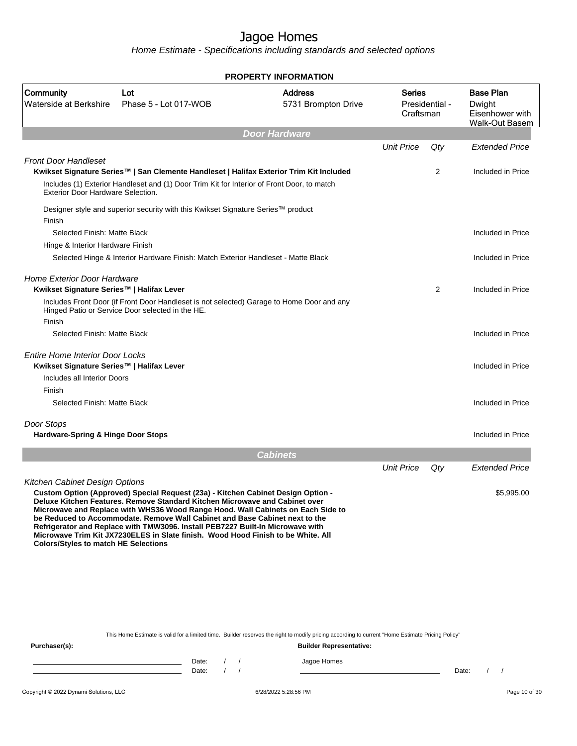# Jagoe Homes

*Home Estimate - Specifications including standards and selected options*

## PROPERTY INFORMATION

| Community | Lot | Address | Series | Base Plan |
|---|---|---|---|---|
| Waterside at Berkshire | Phase 5 - Lot 017-WOB | 5731 Brompton Drive | Presidential - Craftsman | Dwight Eisenhower with Walk-Out Basem |

## Door Hardware

| | Unit Price | Qty | Extended Price |
|---|---|---|---|
| *Front Door Handleset* | | | |
| **Kwikset Signature Series™ \| San Clemente Handleset \| Halifax Exterior Trim Kit Included** | | 2 | Included in Price |
| Includes (1) Exterior Handleset and (1) Door Trim Kit for Interior of Front Door, to match Exterior Door Hardware Selection. | | | |
| Designer style and superior security with this Kwikset Signature Series™ product | | | |
| Finish | | | |
| Selected Finish: Matte Black | | | Included in Price |
| Hinge & Interior Hardware Finish | | | |
| Selected Hinge & Interior Hardware Finish: Match Exterior Handleset - Matte Black | | | Included in Price |
| *Home Exterior Door Hardware* | | | |
| **Kwikset Signature Series™ \| Halifax Lever** | | 2 | Included in Price |
| Includes Front Door (if Front Door Handleset is not selected) Garage to Home Door and any Hinged Patio or Service Door selected in the HE. | | | |
| Finish | | | |
| Selected Finish: Matte Black | | | Included in Price |
| *Entire Home Interior Door Locks* | | | |
| **Kwikset Signature Series™ \| Halifax Lever** | | | Included in Price |
| Includes all Interior Doors | | | |
| Finish | | | |
| Selected Finish: Matte Black | | | Included in Price |
| *Door Stops* | | | |
| **Hardware-Spring & Hinge Door Stops** | | | Included in Price |

## Cabinets

| | Unit Price | Qty | Extended Price |
|---|---|---|---|
| *Kitchen Cabinet Design Options* | | | |
| **Custom Option (Approved) Special Request (23a) - Kitchen Cabinet Design Option - Deluxe Kitchen Features. Remove Standard Kitchen Microwave and Cabinet over Microwave and Replace with WHS36 Wood Range Hood. Wall Cabinets on Each Side to be Reduced to Accommodate. Remove Wall Cabinet and Base Cabinet next to the Refrigerator and Replace with TMW3096. Install PEB7227 Built-In Microwave with Microwave Trim Kit JX7230ELES in Slate finish. Wood Hood Finish to be White. All Colors/Styles to match HE Selections** | | | $5,995.00 |

This Home Estimate is valid for a limited time. Builder reserves the right to modify pricing according to current "Home Estimate Pricing Policy"

**Purchaser(s):** **Builder Representative:**

Date: / / Jagoe Homes

Date: / / Date: / /

Copyright © 2022 Dynami Solutions, LLC 6/28/2022 5:28:56 PM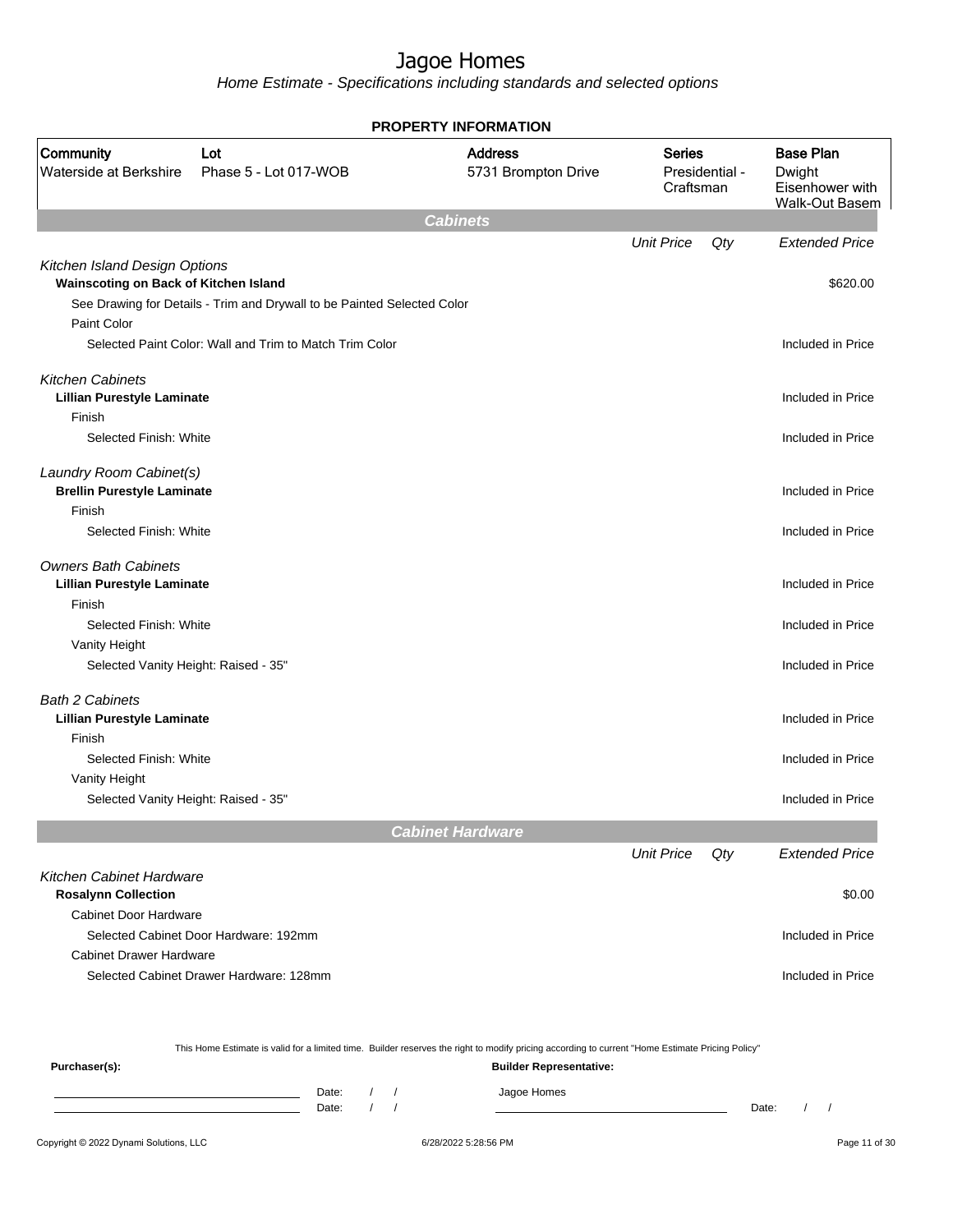# Jagoe Homes

*Home Estimate - Specifications including standards and selected options*

**PROPERTY INFORMATION**

| Community | Lot | Address | Series | Base Plan |
|---|---|---|---|---|
| Waterside at Berkshire | Phase 5 - Lot 017-WOB | 5731 Brompton Drive | Presidential - Craftsman | Dwight Eisenhower with Walk-Out Basem |

## Cabinets

| | Unit Price | Qty | Extended Price |
|---|---|---|---|
| *Kitchen Island Design Options* | | | |
| **Wainscoting on Back of Kitchen Island** | | | $620.00 |
| See Drawing for Details - Trim and Drywall to be Painted Selected Color | | | |
| Paint Color | | | |
| Selected Paint Color: Wall and Trim to Match Trim Color | | | Included in Price |
| *Kitchen Cabinets* | | | |
| **Lillian Purestyle Laminate** | | | Included in Price |
| Finish | | | |
| Selected Finish: White | | | Included in Price |
| *Laundry Room Cabinet(s)* | | | |
| **Brellin Purestyle Laminate** | | | Included in Price |
| Finish | | | |
| Selected Finish: White | | | Included in Price |
| *Owners Bath Cabinets* | | | |
| **Lillian Purestyle Laminate** | | | Included in Price |
| Finish | | | |
| Selected Finish: White | | | Included in Price |
| Vanity Height | | | |
| Selected Vanity Height: Raised - 35" | | | Included in Price |
| *Bath 2 Cabinets* | | | |
| **Lillian Purestyle Laminate** | | | Included in Price |
| Finish | | | |
| Selected Finish: White | | | Included in Price |
| Vanity Height | | | |
| Selected Vanity Height: Raised - 35" | | | Included in Price |

## Cabinet Hardware

| | Unit Price | Qty | Extended Price |
|---|---|---|---|
| *Kitchen Cabinet Hardware* | | | |
| **Rosalynn Collection** | | | $0.00 |
| Cabinet Door Hardware | | | |
| Selected Cabinet Door Hardware: 192mm | | | Included in Price |
| Cabinet Drawer Hardware | | | |
| Selected Cabinet Drawer Hardware: 128mm | | | Included in Price |

This Home Estimate is valid for a limited time. Builder reserves the right to modify pricing according to current "Home Estimate Pricing Policy"

**Purchaser(s):**

Date: / /

Date: / /

**Builder Representative:**

Jagoe Homes

Date: / /

Copyright © 2022 Dynami Solutions, LLC — 6/28/2022 5:28:56 PM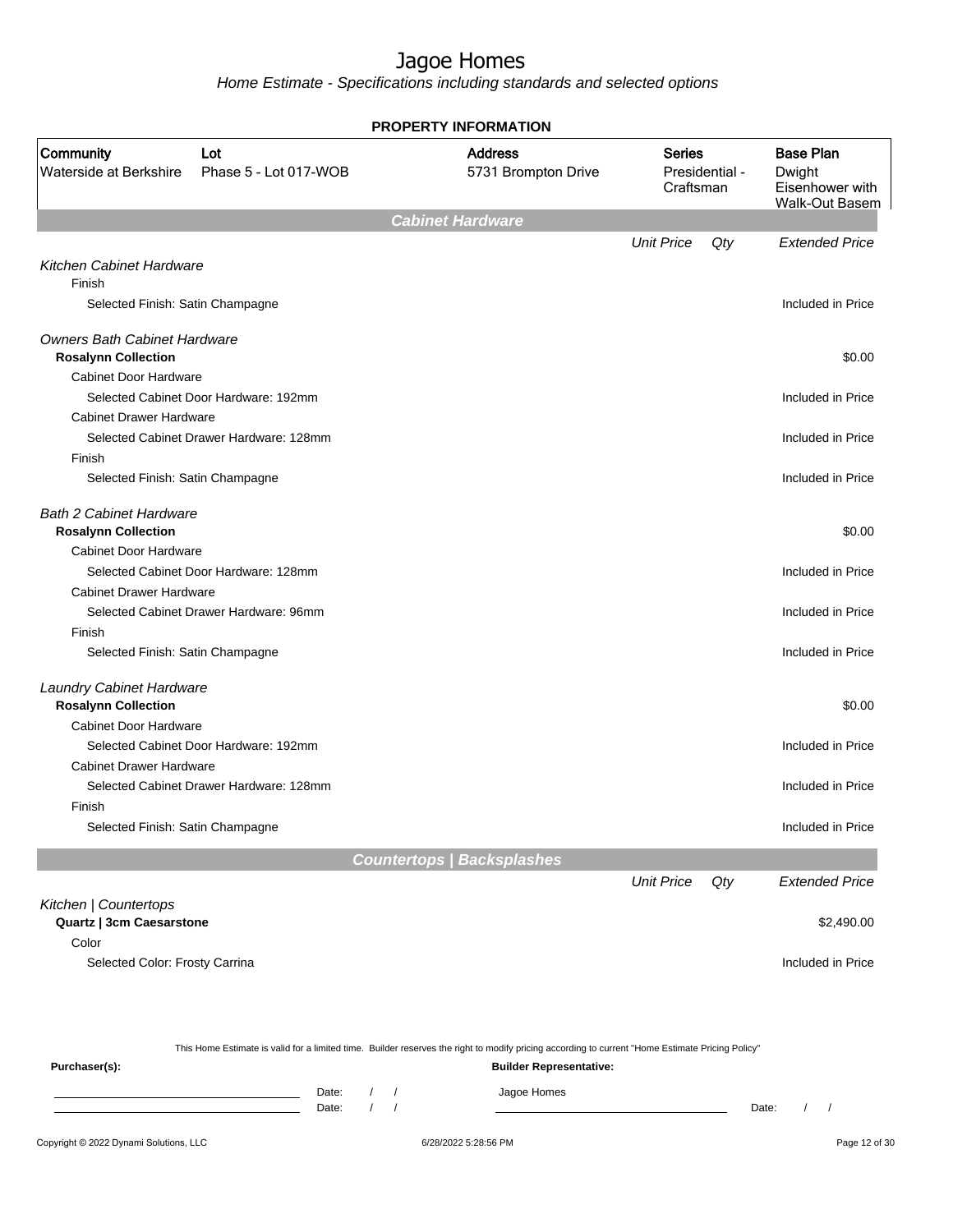# Jagoe Homes

*Home Estimate - Specifications including standards and selected options*

**PROPERTY INFORMATION**

| Community | Lot | Address | Series | Base Plan |
|---|---|---|---|---|
| Waterside at Berkshire | Phase 5 - Lot 017-WOB | 5731 Brompton Drive | Presidential - Craftsman | Dwight Eisenhower with Walk-Out Basem |

## Cabinet Hardware

| | Unit Price | Qty | Extended Price |
|---|---|---|---|
| *Kitchen Cabinet Hardware* | | | |
| Finish | | | |
| Selected Finish: Satin Champagne | | | Included in Price |
| *Owners Bath Cabinet Hardware* | | | |
| **Rosalynn Collection** | | | $0.00 |
| Cabinet Door Hardware | | | |
| Selected Cabinet Door Hardware: 192mm | | | Included in Price |
| Cabinet Drawer Hardware | | | |
| Selected Cabinet Drawer Hardware: 128mm | | | Included in Price |
| Finish | | | |
| Selected Finish: Satin Champagne | | | Included in Price |
| *Bath 2 Cabinet Hardware* | | | |
| **Rosalynn Collection** | | | $0.00 |
| Cabinet Door Hardware | | | |
| Selected Cabinet Door Hardware: 128mm | | | Included in Price |
| Cabinet Drawer Hardware | | | |
| Selected Cabinet Drawer Hardware: 96mm | | | Included in Price |
| Finish | | | |
| Selected Finish: Satin Champagne | | | Included in Price |
| *Laundry Cabinet Hardware* | | | |
| **Rosalynn Collection** | | | $0.00 |
| Cabinet Door Hardware | | | |
| Selected Cabinet Door Hardware: 192mm | | | Included in Price |
| Cabinet Drawer Hardware | | | |
| Selected Cabinet Drawer Hardware: 128mm | | | Included in Price |
| Finish | | | |
| Selected Finish: Satin Champagne | | | Included in Price |

## Countertops | Backsplashes

| | Unit Price | Qty | Extended Price |
|---|---|---|---|
| *Kitchen \| Countertops* | | | |
| **Quartz \| 3cm Caesarstone** | | | $2,490.00 |
| Color | | | |
| Selected Color: Frosty Carrina | | | Included in Price |

This Home Estimate is valid for a limited time. Builder reserves the right to modify pricing according to current "Home Estimate Pricing Policy"

**Purchaser(s):**

Date: / /

Date: / /

**Builder Representative:**

Jagoe Homes

Date: / /

Copyright © 2022 Dynami Solutions, LLC — 6/28/2022 5:28:56 PM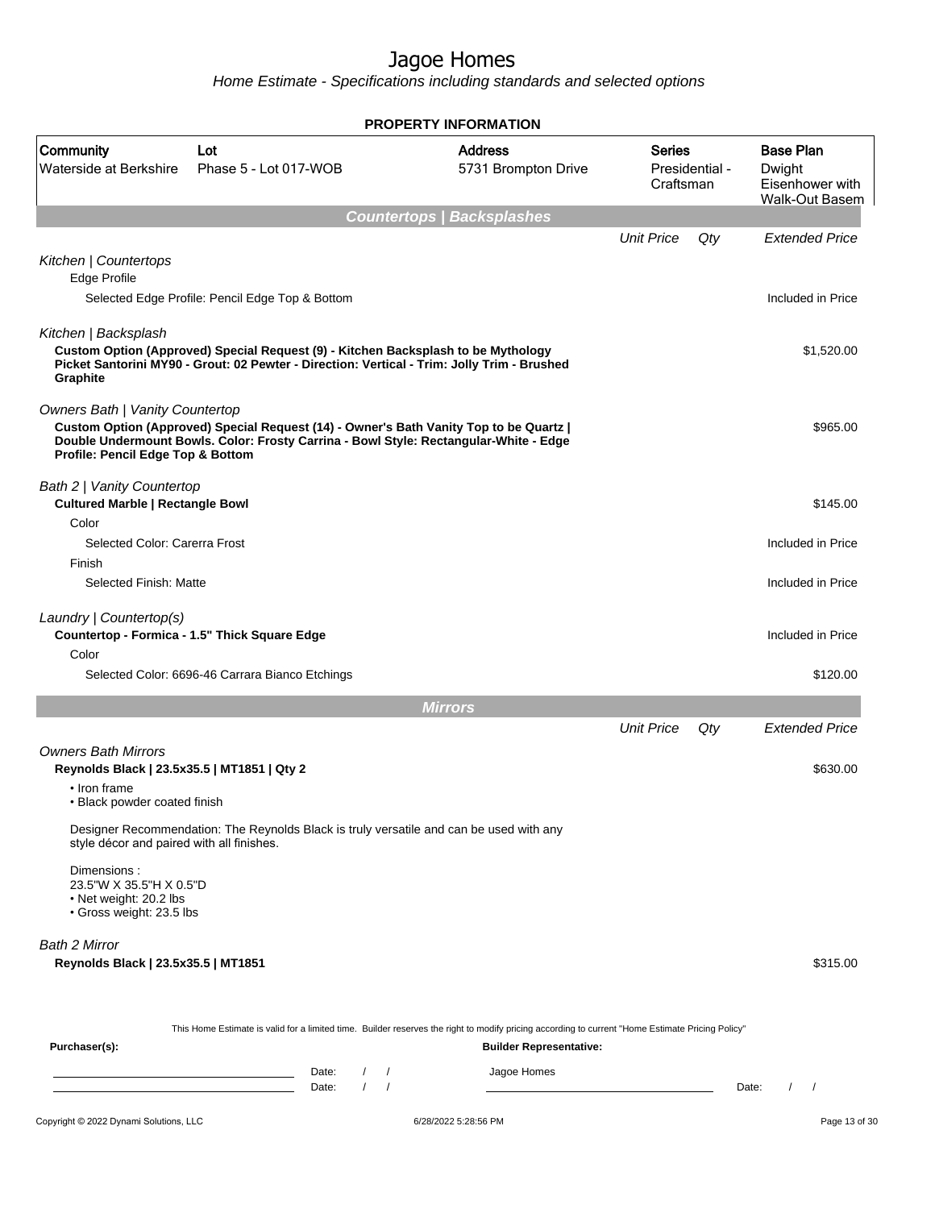# Jagoe Homes

*Home Estimate - Specifications including standards and selected options*

**PROPERTY INFORMATION**

| Community | Lot | Address | Series | Base Plan |
|---|---|---|---|---|
| Waterside at Berkshire | Phase 5 - Lot 017-WOB | 5731 Brompton Drive | Presidential - Craftsman | Dwight Eisenhower with Walk-Out Basem |

## Countertops | Backsplashes

| | Unit Price | Qty | Extended Price |
|---|---|---|---|
| *Kitchen \| Countertops* | | | |
| Edge Profile | | | |
| Selected Edge Profile: Pencil Edge Top & Bottom | | | Included in Price |
| *Kitchen \| Backsplash* | | | |
| **Custom Option (Approved) Special Request (9) - Kitchen Backsplash to be Mythology Picket Santorini MY90 - Grout: 02 Pewter - Direction: Vertical - Trim: Jolly Trim - Brushed Graphite** | | | $1,520.00 |
| *Owners Bath \| Vanity Countertop* | | | |
| **Custom Option (Approved) Special Request (14) - Owner's Bath Vanity Top to be Quartz \| Double Undermount Bowls. Color: Frosty Carrina - Bowl Style: Rectangular-White - Edge Profile: Pencil Edge Top & Bottom** | | | $965.00 |
| *Bath 2 \| Vanity Countertop* | | | |
| **Cultured Marble \| Rectangle Bowl** | | | $145.00 |
| Color | | | |
| Selected Color: Carerra Frost | | | Included in Price |
| Finish | | | |
| Selected Finish: Matte | | | Included in Price |
| *Laundry \| Countertop(s)* | | | |
| **Countertop - Formica - 1.5" Thick Square Edge** | | | Included in Price |
| Color | | | |
| Selected Color: 6696-46 Carrara Bianco Etchings | | | $120.00 |

## Mirrors

| | Unit Price | Qty | Extended Price |
|---|---|---|---|
| *Owners Bath Mirrors* | | | |
| **Reynolds Black \| 23.5x35.5 \| MT1851 \| Qty 2** | | | $630.00 |

- Iron frame
- Black powder coated finish

Designer Recommendation: The Reynolds Black is truly versatile and can be used with any style décor and paired with all finishes.

Dimensions :
23.5"W X 35.5"H X 0.5"D
- Net weight: 20.2 lbs
- Gross weight: 23.5 lbs

| | Unit Price | Qty | Extended Price |
|---|---|---|---|
| *Bath 2 Mirror* | | | |
| **Reynolds Black \| 23.5x35.5 \| MT1851** | | | $315.00 |

This Home Estimate is valid for a limited time. Builder reserves the right to modify pricing according to current "Home Estimate Pricing Policy"

**Purchaser(s):** Date: / / Date: / /

**Builder Representative:** Jagoe Homes Date: / /

Copyright © 2022 Dynami Solutions, LLC 6/28/2022 5:28:56 PM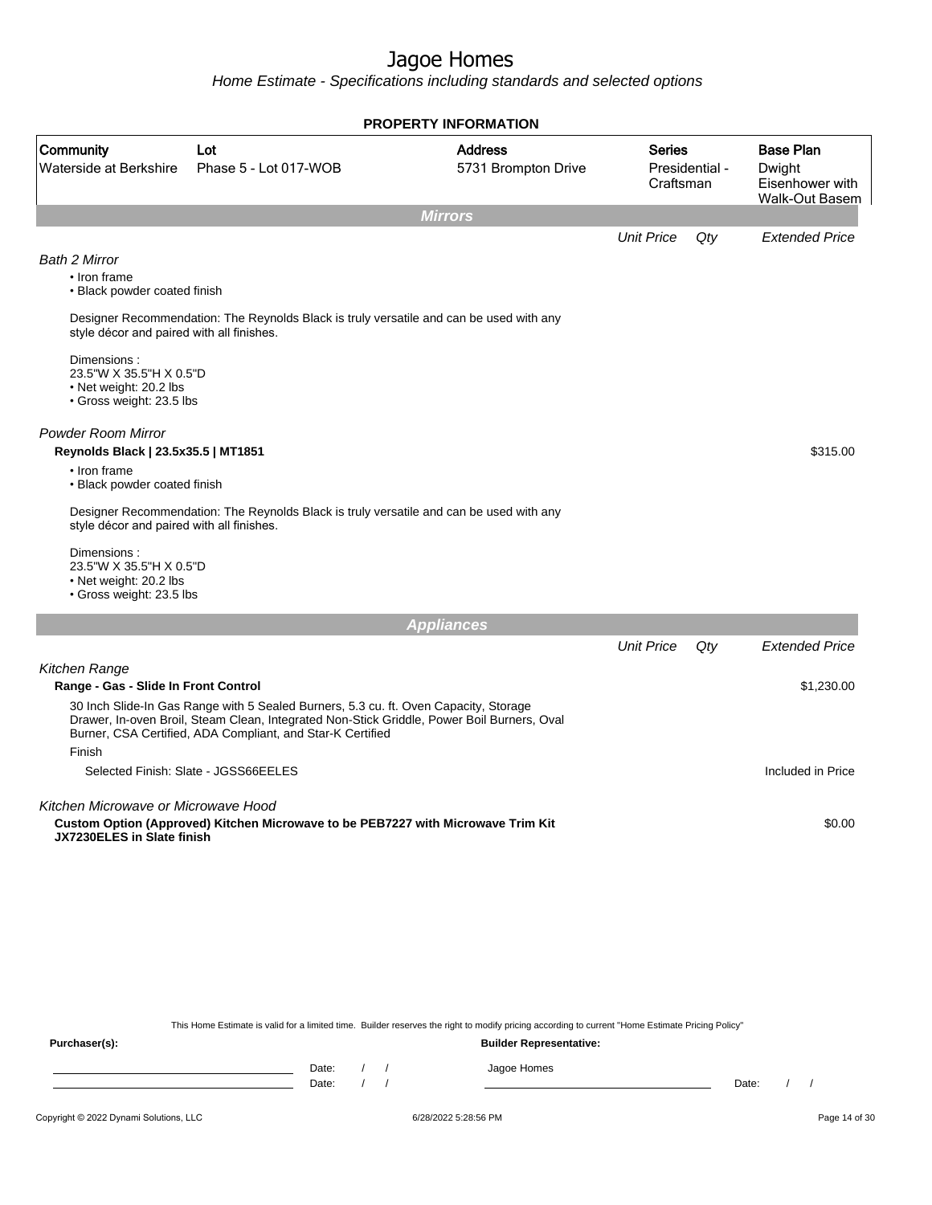# Jagoe Homes

Home Estimate - Specifications including standards and selected options

## PROPERTY INFORMATION

| Community | Lot | Address | Series | Base Plan |
|---|---|---|---|---|
| Waterside at Berkshire | Phase 5 - Lot 017-WOB | 5731 Brompton Drive | Presidential - Craftsman | Dwight Eisenhower with Walk-Out Basem |

## Mirrors

| | Unit Price | Qty | Extended Price |
|---|---|---|---|

*Bath 2 Mirror*

- Iron frame
- Black powder coated finish

Designer Recommendation: The Reynolds Black is truly versatile and can be used with any style décor and paired with all finishes.

Dimensions :
23.5"W X 35.5"H X 0.5"D
- Net weight: 20.2 lbs
- Gross weight: 23.5 lbs

*Powder Room Mirror*

**Reynolds Black | 23.5x35.5 | MT1851** — $315.00

- Iron frame
- Black powder coated finish

Designer Recommendation: The Reynolds Black is truly versatile and can be used with any style décor and paired with all finishes.

Dimensions :
23.5"W X 35.5"H X 0.5"D
- Net weight: 20.2 lbs
- Gross weight: 23.5 lbs

## Appliances

| | Unit Price | Qty | Extended Price |
|---|---|---|---|

*Kitchen Range*

**Range - Gas - Slide In Front Control** — $1,230.00

30 Inch Slide-In Gas Range with 5 Sealed Burners, 5.3 cu. ft. Oven Capacity, Storage Drawer, In-oven Broil, Steam Clean, Integrated Non-Stick Griddle, Power Boil Burners, Oval Burner, CSA Certified, ADA Compliant, and Star-K Certified

Finish

Selected Finish: Slate - JGSS66EELES — Included in Price

*Kitchen Microwave or Microwave Hood*

**Custom Option (Approved) Kitchen Microwave to be PEB7227 with Microwave Trim Kit JX7230ELES in Slate finish** — $0.00

This Home Estimate is valid for a limited time. Builder reserves the right to modify pricing according to current "Home Estimate Pricing Policy"

**Purchaser(s):** Date: / / Date: / /

**Builder Representative:** Jagoe Homes Date: / /

Copyright © 2022 Dynami Solutions, LLC — 6/28/2022 5:28:56 PM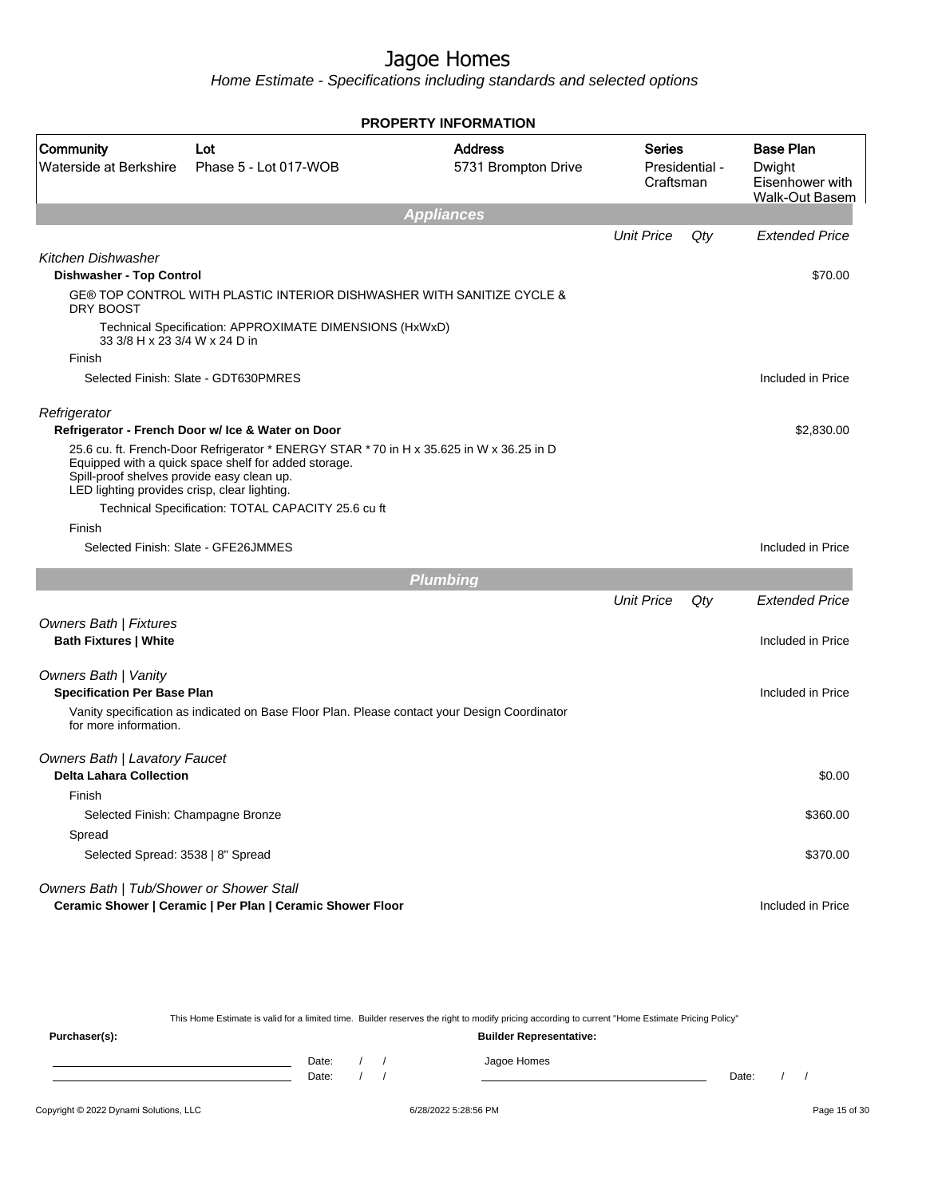# Jagoe Homes

*Home Estimate - Specifications including standards and selected options*

**PROPERTY INFORMATION**

| Community | Lot | Address | Series | Base Plan |
|---|---|---|---|---|
| Waterside at Berkshire | Phase 5 - Lot 017-WOB | 5731 Brompton Drive | Presidential - Craftsman | Dwight Eisenhower with Walk-Out Basem |

## Appliances

| | Unit Price | Qty | Extended Price |
|---|---|---|---|
| *Kitchen Dishwasher* | | | |
| **Dishwasher - Top Control** | | | $70.00 |
| GE® TOP CONTROL WITH PLASTIC INTERIOR DISHWASHER WITH SANITIZE CYCLE & DRY BOOST | | | |
| Technical Specification: APPROXIMATE DIMENSIONS (HxWxD) 33 3/8 H x 23 3/4 W x 24 D in | | | |
| Finish | | | |
| Selected Finish: Slate - GDT630PMRES | | | Included in Price |
| *Refrigerator* | | | |
| **Refrigerator - French Door w/ Ice & Water on Door** | | | $2,830.00 |
| 25.6 cu. ft. French-Door Refrigerator * ENERGY STAR * 70 in H x 35.625 in W x 36.25 in D<br>Equipped with a quick space shelf for added storage.<br>Spill-proof shelves provide easy clean up.<br>LED lighting provides crisp, clear lighting. | | | |
| Technical Specification: TOTAL CAPACITY 25.6 cu ft | | | |
| Finish | | | |
| Selected Finish: Slate - GFE26JMMES | | | Included in Price |

## Plumbing

| | Unit Price | Qty | Extended Price |
|---|---|---|---|
| *Owners Bath \| Fixtures* | | | |
| **Bath Fixtures \| White** | | | Included in Price |
| *Owners Bath \| Vanity* | | | |
| **Specification Per Base Plan** | | | Included in Price |
| Vanity specification as indicated on Base Floor Plan. Please contact your Design Coordinator for more information. | | | |
| *Owners Bath \| Lavatory Faucet* | | | |
| **Delta Lahara Collection** | | | $0.00 |
| Finish | | | |
| Selected Finish: Champagne Bronze | | | $360.00 |
| Spread | | | |
| Selected Spread: 3538 \| 8" Spread | | | $370.00 |
| *Owners Bath \| Tub/Shower or Shower Stall* | | | |
| **Ceramic Shower \| Ceramic \| Per Plan \| Ceramic Shower Floor** | | | Included in Price |

This Home Estimate is valid for a limited time. Builder reserves the right to modify pricing according to current "Home Estimate Pricing Policy"

**Purchaser(s):** &nbsp;&nbsp;&nbsp;&nbsp; **Builder Representative:**

Date: / / &nbsp;&nbsp;&nbsp;&nbsp; Jagoe Homes

Date: / / &nbsp;&nbsp;&nbsp;&nbsp; Date: / /

Copyright © 2022 Dynami Solutions, LLC &nbsp;&nbsp;&nbsp;&nbsp; 6/28/2022 5:28:56 PM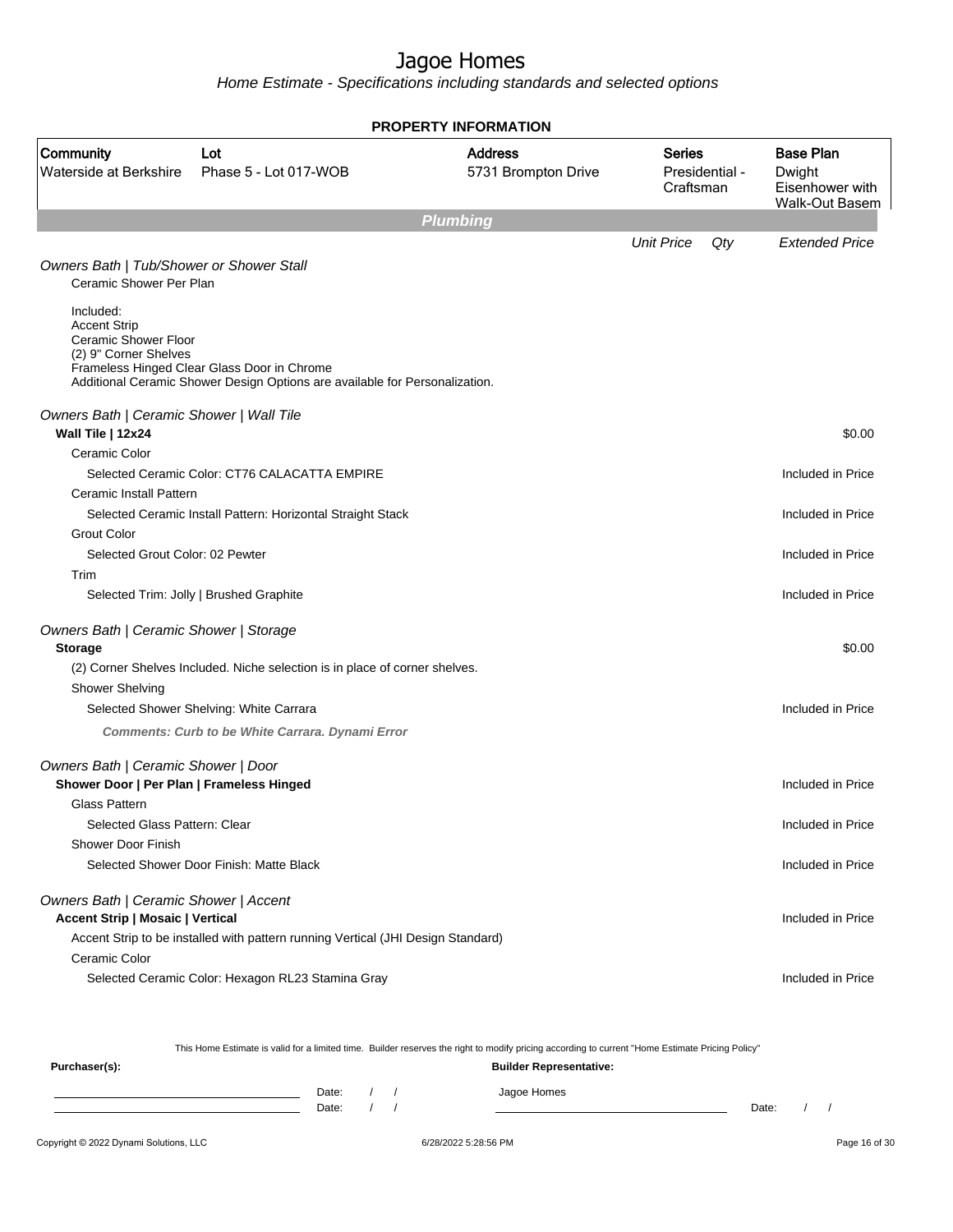# Jagoe Homes

*Home Estimate - Specifications including standards and selected options*

**PROPERTY INFORMATION**

| Community | Lot | Address | Series | Base Plan |
|---|---|---|---|---|
| Waterside at Berkshire | Phase 5 - Lot 017-WOB | 5731 Brompton Drive | Presidential - Craftsman | Dwight Eisenhower with Walk-Out Basem |

## Plumbing

| | Unit Price | Qty | Extended Price |
|---|---|---|---|

*Owners Bath | Tub/Shower or Shower Stall*

Ceramic Shower Per Plan

Included:
Accent Strip
Ceramic Shower Floor
(2) 9" Corner Shelves
Frameless Hinged Clear Glass Door in Chrome
Additional Ceramic Shower Design Options are available for Personalization.

*Owners Bath | Ceramic Shower | Wall Tile*

| | |
|---|---|
| **Wall Tile \| 12x24** | $0.00 |
| Ceramic Color | |
| Selected Ceramic Color: CT76 CALACATTA EMPIRE | Included in Price |
| Ceramic Install Pattern | |
| Selected Ceramic Install Pattern: Horizontal Straight Stack | Included in Price |
| Grout Color | |
| Selected Grout Color: 02 Pewter | Included in Price |
| Trim | |
| Selected Trim: Jolly \| Brushed Graphite | Included in Price |

*Owners Bath | Ceramic Shower | Storage*

| | |
|---|---|
| **Storage** | $0.00 |
| (2) Corner Shelves Included. Niche selection is in place of corner shelves. | |
| Shower Shelving | |
| Selected Shower Shelving: White Carrara | Included in Price |
| ***Comments: Curb to be White Carrara. Dynami Error*** | |

*Owners Bath | Ceramic Shower | Door*

| | |
|---|---|
| **Shower Door \| Per Plan \| Frameless Hinged** | Included in Price |
| Glass Pattern | |
| Selected Glass Pattern: Clear | Included in Price |
| Shower Door Finish | |
| Selected Shower Door Finish: Matte Black | Included in Price |

*Owners Bath | Ceramic Shower | Accent*

| | |
|---|---|
| **Accent Strip \| Mosaic \| Vertical** | Included in Price |
| Accent Strip to be installed with pattern running Vertical (JHI Design Standard) | |
| Ceramic Color | |
| Selected Ceramic Color: Hexagon RL23 Stamina Gray | Included in Price |

This Home Estimate is valid for a limited time. Builder reserves the right to modify pricing according to current "Home Estimate Pricing Policy"

**Purchaser(s):** Date: / / Date: / /

**Builder Representative:** Jagoe Homes Date: / /

Copyright © 2022 Dynami Solutions, LLC 6/28/2022 5:28:56 PM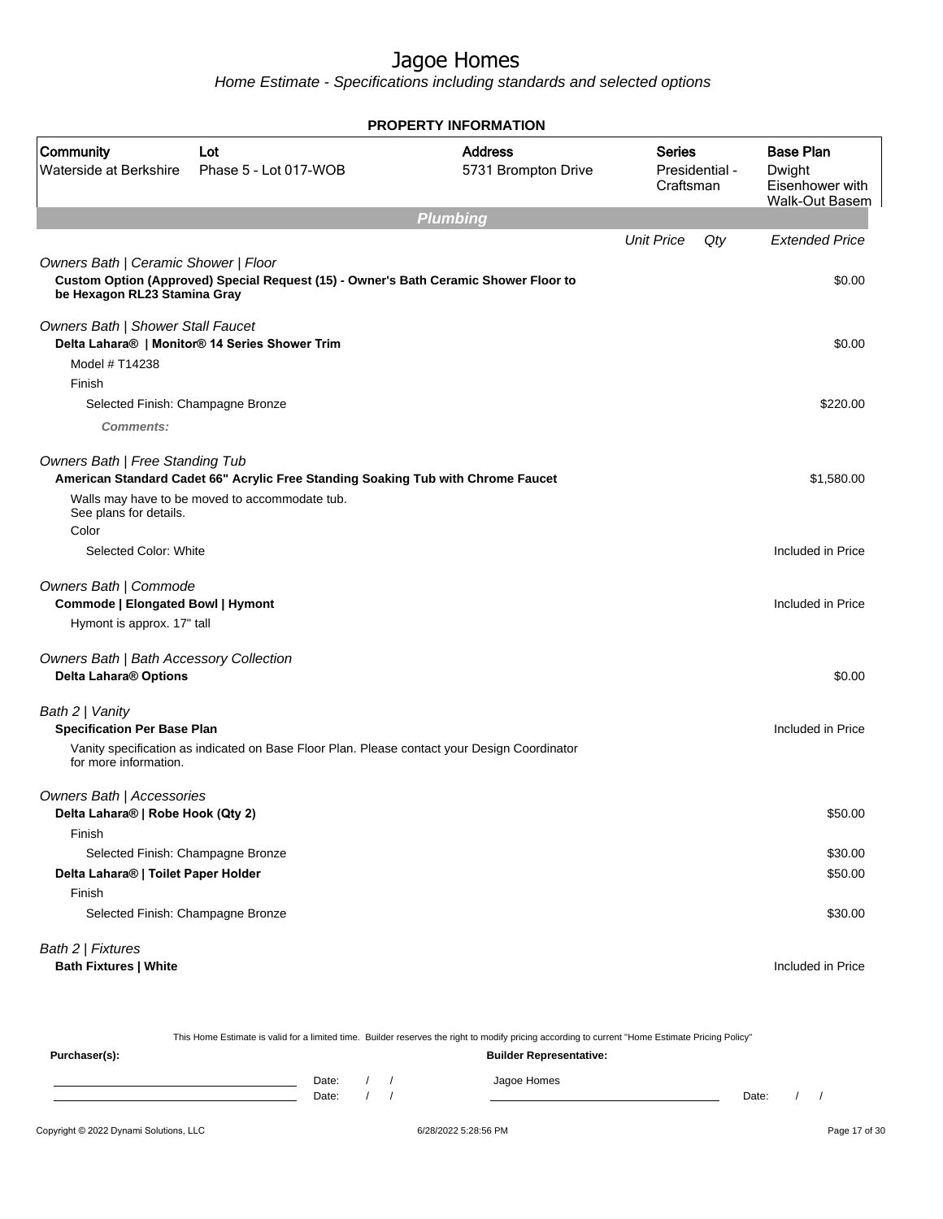# Jagoe Homes

*Home Estimate - Specifications including standards and selected options*

**PROPERTY INFORMATION**

| Community | Lot | Address | Series | Base Plan |
|---|---|---|---|---|
| Waterside at Berkshire | Phase 5 - Lot 017-WOB | 5731 Brompton Drive | Presidential - Craftsman | Dwight Eisenhower with Walk-Out Basem |

## Plumbing

| | Unit Price | Qty | Extended Price |
|---|---|---|---|
| *Owners Bath \| Ceramic Shower \| Floor* | | | |
| **Custom Option (Approved) Special Request (15) - Owner's Bath Ceramic Shower Floor to be Hexagon RL23 Stamina Gray** | | | $0.00 |
| *Owners Bath \| Shower Stall Faucet* | | | |
| **Delta Lahara® \| Monitor® 14 Series Shower Trim** | | | $0.00 |
| Model # T14238 | | | |
| Finish | | | |
| Selected Finish: Champagne Bronze | | | $220.00 |
| ***Comments:*** | | | |
| *Owners Bath \| Free Standing Tub* | | | |
| **American Standard Cadet 66" Acrylic Free Standing Soaking Tub with Chrome Faucet** | | | $1,580.00 |
| Walls may have to be moved to accommodate tub. See plans for details. | | | |
| Color | | | |
| Selected Color: White | | | Included in Price |
| *Owners Bath \| Commode* | | | |
| **Commode \| Elongated Bowl \| Hymont** | | | Included in Price |
| Hymont is approx. 17" tall | | | |
| *Owners Bath \| Bath Accessory Collection* | | | |
| **Delta Lahara® Options** | | | $0.00 |
| *Bath 2 \| Vanity* | | | |
| **Specification Per Base Plan** | | | Included in Price |
| Vanity specification as indicated on Base Floor Plan. Please contact your Design Coordinator for more information. | | | |
| *Owners Bath \| Accessories* | | | |
| **Delta Lahara® \| Robe Hook (Qty 2)** | | | $50.00 |
| Finish | | | |
| Selected Finish: Champagne Bronze | | | $30.00 |
| **Delta Lahara® \| Toilet Paper Holder** | | | $50.00 |
| Finish | | | |
| Selected Finish: Champagne Bronze | | | $30.00 |
| *Bath 2 \| Fixtures* | | | |
| **Bath Fixtures \| White** | | | Included in Price |

This Home Estimate is valid for a limited time. Builder reserves the right to modify pricing according to current "Home Estimate Pricing Policy"

**Purchaser(s):** 

Date: / /

Date: / /

**Builder Representative:**

Jagoe Homes

Date: / /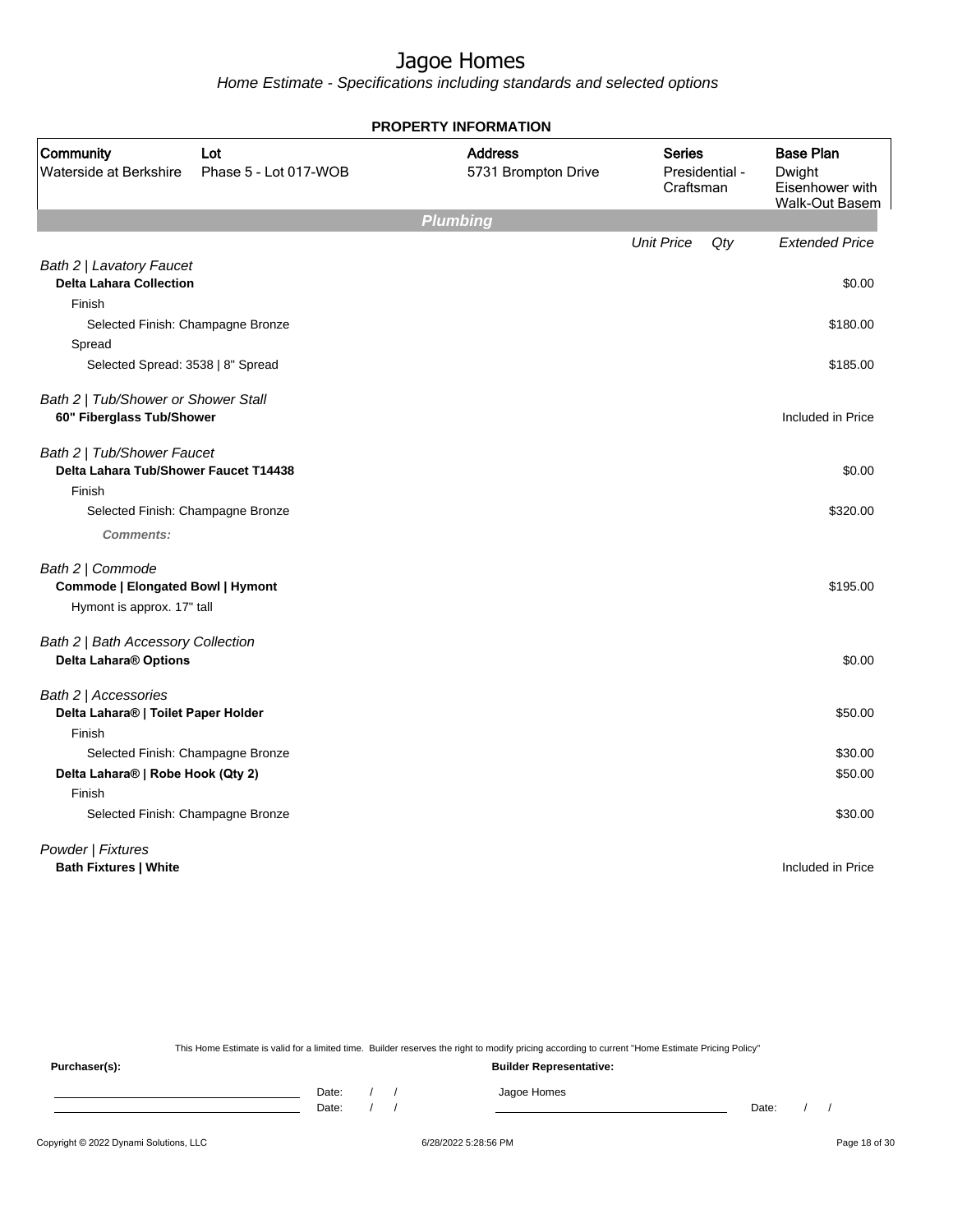# Jagoe Homes

*Home Estimate - Specifications including standards and selected options*

**PROPERTY INFORMATION**

| Community | Lot | Address | Series | Base Plan |
|---|---|---|---|---|
| Waterside at Berkshire | Phase 5 - Lot 017-WOB | 5731 Brompton Drive | Presidential - Craftsman | Dwight Eisenhower with Walk-Out Basem |

## Plumbing

| | Unit Price | Qty | Extended Price |
|---|---|---|---|
| *Bath 2 \| Lavatory Faucet* | | | |
| **Delta Lahara Collection** | | | $0.00 |
| Finish | | | |
| Selected Finish: Champagne Bronze | | | $180.00 |
| Spread | | | |
| Selected Spread: 3538 \| 8" Spread | | | $185.00 |
| *Bath 2 \| Tub/Shower or Shower Stall* | | | |
| **60" Fiberglass Tub/Shower** | | | Included in Price |
| *Bath 2 \| Tub/Shower Faucet* | | | |
| **Delta Lahara Tub/Shower Faucet T14438** | | | $0.00 |
| Finish | | | |
| Selected Finish: Champagne Bronze | | | $320.00 |
| ***Comments:*** | | | |
| *Bath 2 \| Commode* | | | |
| **Commode \| Elongated Bowl \| Hymont** | | | $195.00 |
| Hymont is approx. 17" tall | | | |
| *Bath 2 \| Bath Accessory Collection* | | | |
| **Delta Lahara® Options** | | | $0.00 |
| *Bath 2 \| Accessories* | | | |
| **Delta Lahara® \| Toilet Paper Holder** | | | $50.00 |
| Finish | | | |
| Selected Finish: Champagne Bronze | | | $30.00 |
| **Delta Lahara® \| Robe Hook (Qty 2)** | | | $50.00 |
| Finish | | | |
| Selected Finish: Champagne Bronze | | | $30.00 |
| *Powder \| Fixtures* | | | |
| **Bath Fixtures \| White** | | | Included in Price |

This Home Estimate is valid for a limited time. Builder reserves the right to modify pricing according to current "Home Estimate Pricing Policy"

**Purchaser(s):**

Date: / /

Date: / /

**Builder Representative:**

Jagoe Homes

Date: / /

Copyright © 2022 Dynami Solutions, LLC 6/28/2022 5:28:56 PM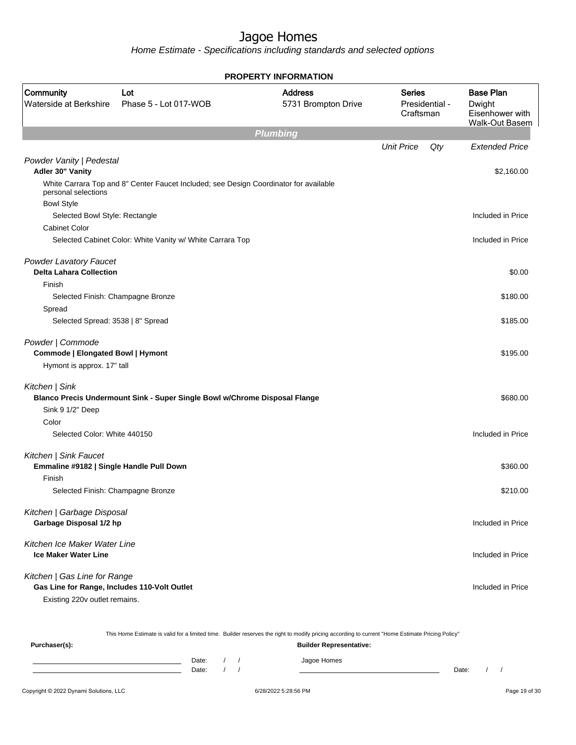# Jagoe Homes

*Home Estimate - Specifications including standards and selected options*

**PROPERTY INFORMATION**

| Community | Lot | Address | Series | Base Plan |
|---|---|---|---|---|
| Waterside at Berkshire | Phase 5 - Lot 017-WOB | 5731 Brompton Drive | Presidential - Craftsman | Dwight Eisenhower with Walk-Out Basem |

## Plumbing

| | Unit Price | Qty | Extended Price |
|---|---|---|---|
| *Powder Vanity \| Pedestal* | | | |
| **Adler 30" Vanity** | | | $2,160.00 |
| White Carrara Top and 8" Center Faucet Included; see Design Coordinator for available personal selections | | | |
| Bowl Style | | | |
| Selected Bowl Style: Rectangle | | | Included in Price |
| Cabinet Color | | | |
| Selected Cabinet Color: White Vanity w/ White Carrara Top | | | Included in Price |
| *Powder Lavatory Faucet* | | | |
| **Delta Lahara Collection** | | | $0.00 |
| Finish | | | |
| Selected Finish: Champagne Bronze | | | $180.00 |
| Spread | | | |
| Selected Spread: 3538 \| 8" Spread | | | $185.00 |
| *Powder \| Commode* | | | |
| **Commode \| Elongated Bowl \| Hymont** | | | $195.00 |
| Hymont is approx. 17" tall | | | |
| *Kitchen \| Sink* | | | |
| **Blanco Precis Undermount Sink - Super Single Bowl w/Chrome Disposal Flange** | | | $680.00 |
| Sink 9 1/2" Deep | | | |
| Color | | | |
| Selected Color: White 440150 | | | Included in Price |
| *Kitchen \| Sink Faucet* | | | |
| **Emmaline #9182 \| Single Handle Pull Down** | | | $360.00 |
| Finish | | | |
| Selected Finish: Champagne Bronze | | | $210.00 |
| *Kitchen \| Garbage Disposal* | | | |
| **Garbage Disposal 1/2 hp** | | | Included in Price |
| *Kitchen Ice Maker Water Line* | | | |
| **Ice Maker Water Line** | | | Included in Price |
| *Kitchen \| Gas Line for Range* | | | |
| **Gas Line for Range, Includes 110-Volt Outlet** | | | Included in Price |
| Existing 220v outlet remains. | | | |

This Home Estimate is valid for a limited time. Builder reserves the right to modify pricing according to current "Home Estimate Pricing Policy"

**Purchaser(s):** Date: / / Date: / /

**Builder Representative:** Jagoe Homes Date: / /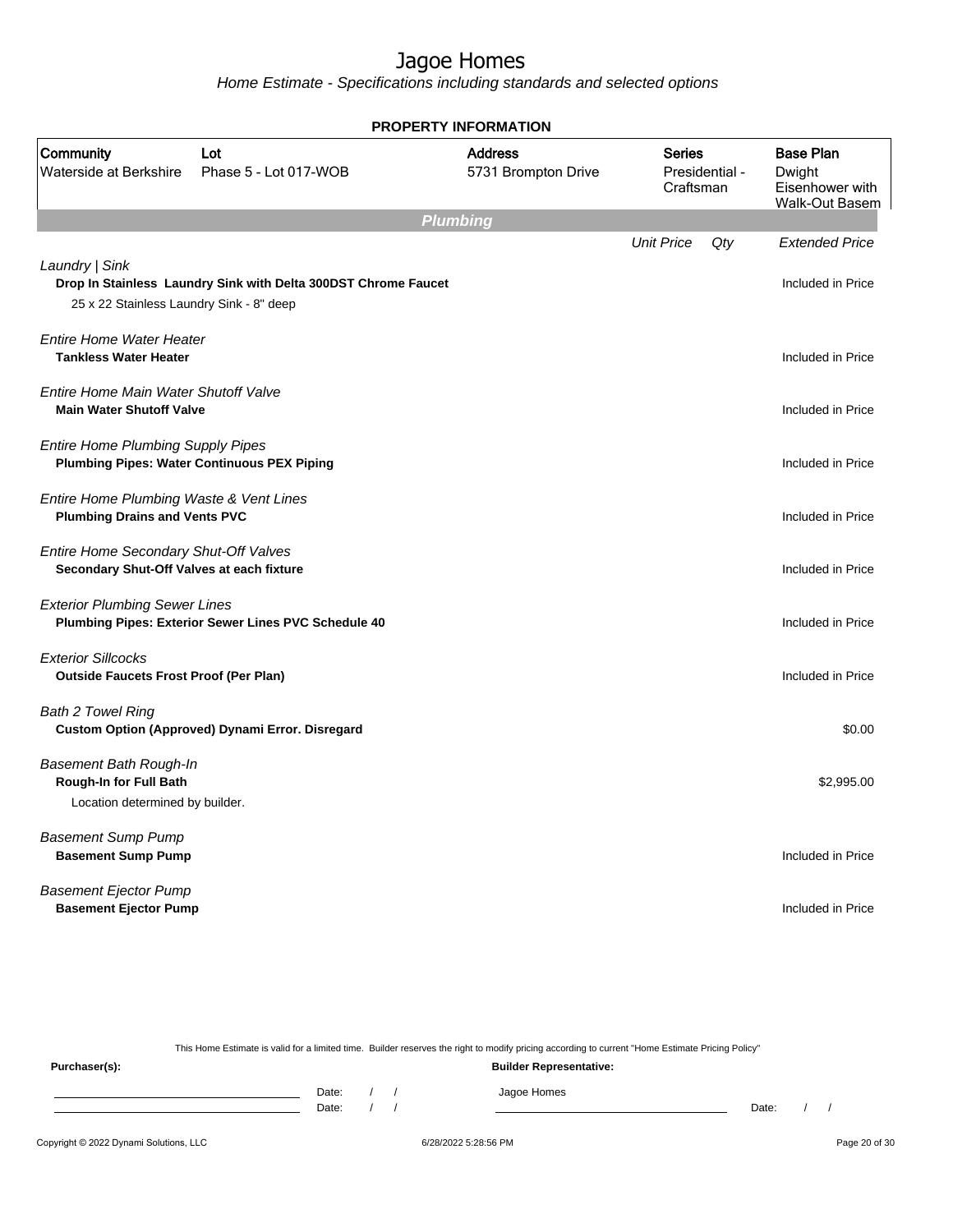# Jagoe Homes

*Home Estimate - Specifications including standards and selected options*

**PROPERTY INFORMATION**

| Community | Lot | Address | Series | Base Plan |
|---|---|---|---|---|
| Waterside at Berkshire | Phase 5 - Lot 017-WOB | 5731 Brompton Drive | Presidential - Craftsman | Dwight Eisenhower with Walk-Out Basem |

## Plumbing

| | Unit Price | Qty | Extended Price |
|---|---|---|---|
| *Laundry \| Sink*<br>**Drop In Stainless Laundry Sink with Delta 300DST Chrome Faucet**<br>25 x 22 Stainless Laundry Sink - 8" deep | | | Included in Price |
| *Entire Home Water Heater*<br>**Tankless Water Heater** | | | Included in Price |
| *Entire Home Main Water Shutoff Valve*<br>**Main Water Shutoff Valve** | | | Included in Price |
| *Entire Home Plumbing Supply Pipes*<br>**Plumbing Pipes: Water Continuous PEX Piping** | | | Included in Price |
| *Entire Home Plumbing Waste & Vent Lines*<br>**Plumbing Drains and Vents PVC** | | | Included in Price |
| *Entire Home Secondary Shut-Off Valves*<br>**Secondary Shut-Off Valves at each fixture** | | | Included in Price |
| *Exterior Plumbing Sewer Lines*<br>**Plumbing Pipes: Exterior Sewer Lines PVC Schedule 40** | | | Included in Price |
| *Exterior Sillcocks*<br>**Outside Faucets Frost Proof (Per Plan)** | | | Included in Price |
| *Bath 2 Towel Ring*<br>**Custom Option (Approved) Dynami Error. Disregard** | | | $0.00 |
| *Basement Bath Rough-In*<br>**Rough-In for Full Bath**<br>Location determined by builder. | | | $2,995.00 |
| *Basement Sump Pump*<br>**Basement Sump Pump** | | | Included in Price |
| *Basement Ejector Pump*<br>**Basement Ejector Pump** | | | Included in Price |

This Home Estimate is valid for a limited time. Builder reserves the right to modify pricing according to current "Home Estimate Pricing Policy"

**Purchaser(s):** **Builder Representative:**

Date: / /
Date: / /

Jagoe Homes

Date: / /

Copyright © 2022 Dynami Solutions, LLC 6/28/2022 5:28:56 PM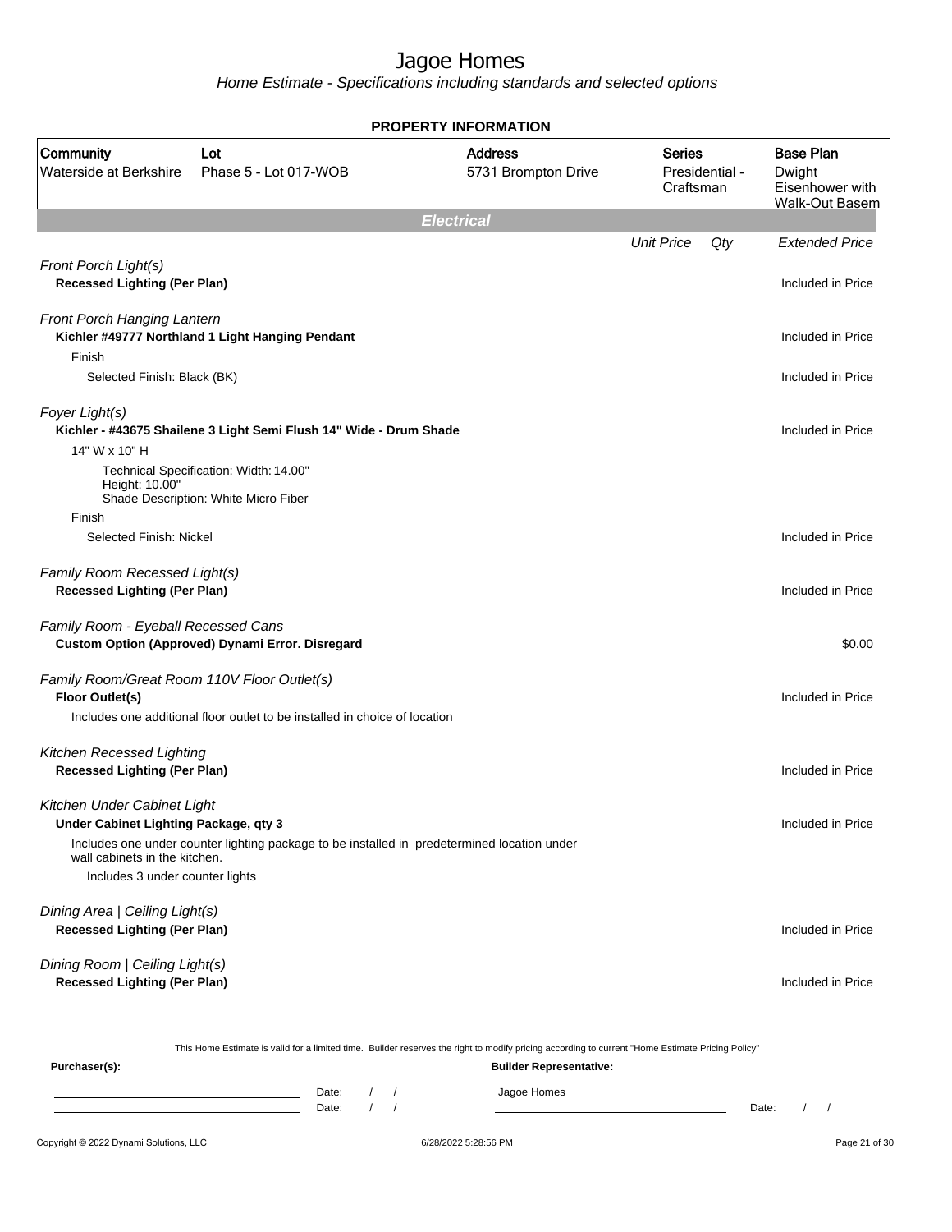# Jagoe Homes

*Home Estimate - Specifications including standards and selected options*

**PROPERTY INFORMATION**

| Community | Lot | Address | Series | Base Plan |
|---|---|---|---|---|
| Waterside at Berkshire | Phase 5 - Lot 017-WOB | 5731 Brompton Drive | Presidential - Craftsman | Dwight Eisenhower with Walk-Out Basem |

## Electrical

| | Unit Price | Qty | Extended Price |
|---|---|---|---|
| *Front Porch Light(s)* | | | |
| **Recessed Lighting (Per Plan)** | | | Included in Price |
| *Front Porch Hanging Lantern* | | | |
| **Kichler #49777 Northland 1 Light Hanging Pendant** | | | Included in Price |
| Finish | | | |
| Selected Finish: Black (BK) | | | Included in Price |
| *Foyer Light(s)* | | | |
| **Kichler - #43675 Shailene 3 Light Semi Flush 14" Wide - Drum Shade** | | | Included in Price |
| 14" W x 10" H | | | |
| Technical Specification: Width: 14.00" Height: 10.00" Shade Description: White Micro Fiber | | | |
| Finish | | | |
| Selected Finish: Nickel | | | Included in Price |
| *Family Room Recessed Light(s)* | | | |
| **Recessed Lighting (Per Plan)** | | | Included in Price |
| *Family Room - Eyeball Recessed Cans* | | | |
| **Custom Option (Approved) Dynami Error. Disregard** | | | $0.00 |
| *Family Room/Great Room 110V Floor Outlet(s)* | | | |
| **Floor Outlet(s)** | | | Included in Price |
| Includes one additional floor outlet to be installed in choice of location | | | |
| *Kitchen Recessed Lighting* | | | |
| **Recessed Lighting (Per Plan)** | | | Included in Price |
| *Kitchen Under Cabinet Light* | | | |
| **Under Cabinet Lighting Package, qty 3** | | | Included in Price |
| Includes one under counter lighting package to be installed in predetermined location under wall cabinets in the kitchen. | | | |
| Includes 3 under counter lights | | | |
| *Dining Area \| Ceiling Light(s)* | | | |
| **Recessed Lighting (Per Plan)** | | | Included in Price |
| *Dining Room \| Ceiling Light(s)* | | | |
| **Recessed Lighting (Per Plan)** | | | Included in Price |

This Home Estimate is valid for a limited time. Builder reserves the right to modify pricing according to current "Home Estimate Pricing Policy"

**Purchaser(s):** Date: / / Date: / /

**Builder Representative:** Jagoe Homes Date: / /

Copyright © 2022 Dynami Solutions, LLC 6/28/2022 5:28:56 PM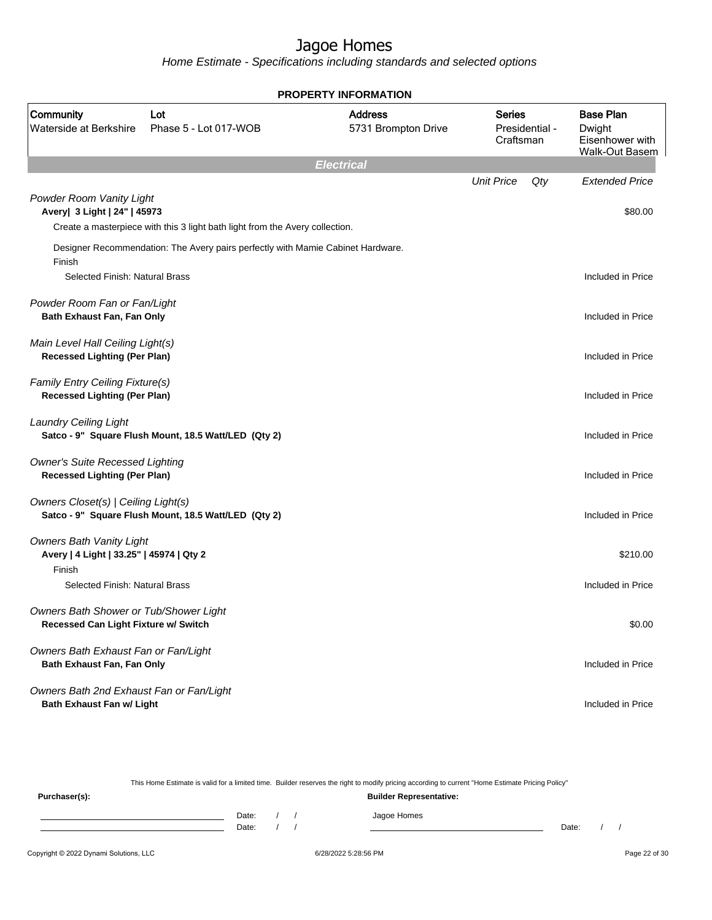# Jagoe Homes

*Home Estimate - Specifications including standards and selected options*

**PROPERTY INFORMATION**

| Community | Lot | Address | Series | Base Plan |
|---|---|---|---|---|
| Waterside at Berkshire | Phase 5 - Lot 017-WOB | 5731 Brompton Drive | Presidential - Craftsman | Dwight Eisenhower with Walk-Out Basem |

## Electrical

| | Unit Price | Qty | Extended Price |
|---|---|---|---|
| *Powder Room Vanity Light* | | | |
| **Avery\| 3 Light \| 24" \| 45973** | | | $80.00 |
| Create a masterpiece with this 3 light bath light from the Avery collection. | | | |
| Designer Recommendation: The Avery pairs perfectly with Mamie Cabinet Hardware. | | | |
| Finish | | | |
| Selected Finish: Natural Brass | | | Included in Price |
| *Powder Room Fan or Fan/Light* | | | |
| **Bath Exhaust Fan, Fan Only** | | | Included in Price |
| *Main Level Hall Ceiling Light(s)* | | | |
| **Recessed Lighting (Per Plan)** | | | Included in Price |
| *Family Entry Ceiling Fixture(s)* | | | |
| **Recessed Lighting (Per Plan)** | | | Included in Price |
| *Laundry Ceiling Light* | | | |
| **Satco - 9" Square Flush Mount, 18.5 Watt/LED (Qty 2)** | | | Included in Price |
| *Owner's Suite Recessed Lighting* | | | |
| **Recessed Lighting (Per Plan)** | | | Included in Price |
| *Owners Closet(s) \| Ceiling Light(s)* | | | |
| **Satco - 9" Square Flush Mount, 18.5 Watt/LED (Qty 2)** | | | Included in Price |
| *Owners Bath Vanity Light* | | | |
| **Avery \| 4 Light \| 33.25" \| 45974 \| Qty 2** | | | $210.00 |
| Finish | | | |
| Selected Finish: Natural Brass | | | Included in Price |
| *Owners Bath Shower or Tub/Shower Light* | | | |
| **Recessed Can Light Fixture w/ Switch** | | | $0.00 |
| *Owners Bath Exhaust Fan or Fan/Light* | | | |
| **Bath Exhaust Fan, Fan Only** | | | Included in Price |
| *Owners Bath 2nd Exhaust Fan or Fan/Light* | | | |
| **Bath Exhaust Fan w/ Light** | | | Included in Price |

This Home Estimate is valid for a limited time. Builder reserves the right to modify pricing according to current "Home Estimate Pricing Policy"

**Purchaser(s):**

Date: / /

Date: / /

**Builder Representative:**

Jagoe Homes

Date: / /

Copyright © 2022 Dynami Solutions, LLC 6/28/2022 5:28:56 PM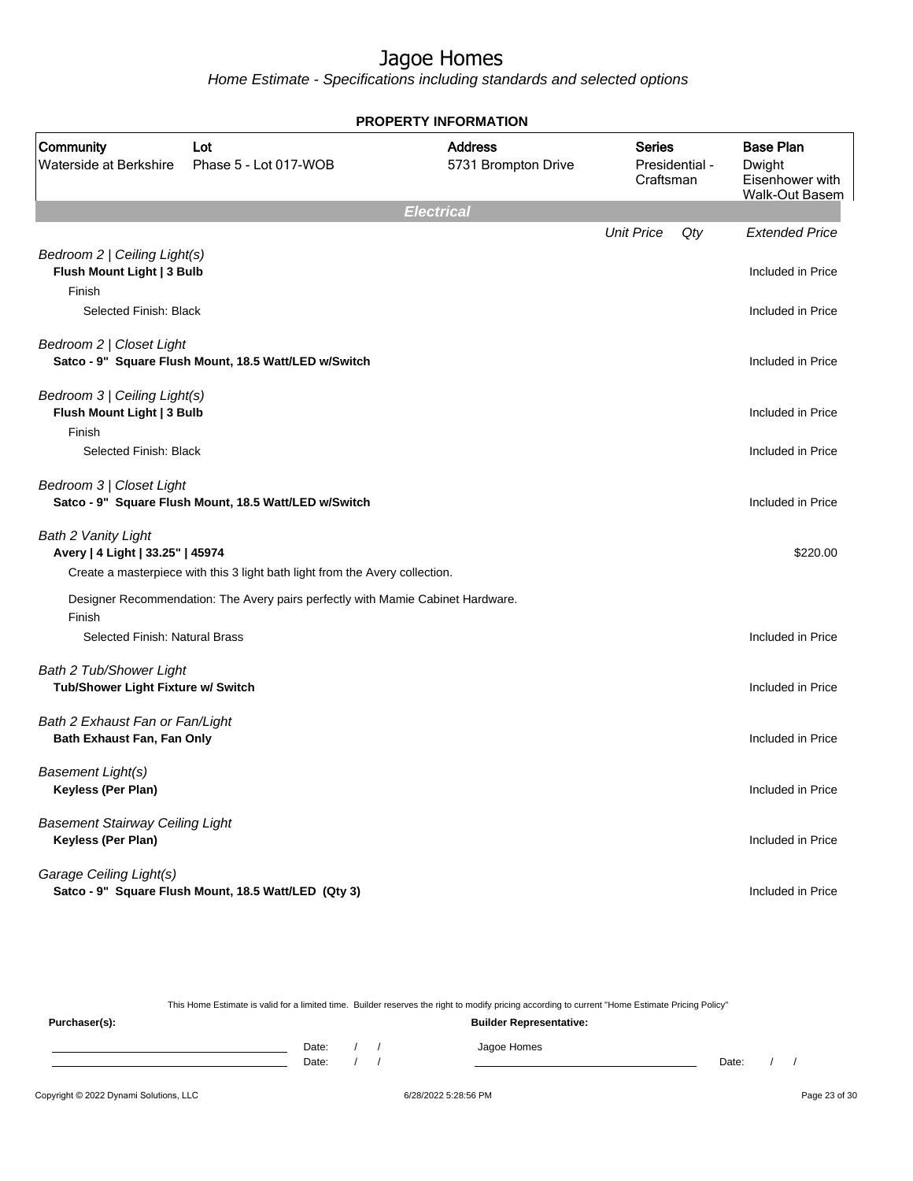# Jagoe Homes

*Home Estimate - Specifications including standards and selected options*

**PROPERTY INFORMATION**

| Community | Lot | Address | Series | Base Plan |
|---|---|---|---|---|
| Waterside at Berkshire | Phase 5 - Lot 017-WOB | 5731 Brompton Drive | Presidential - Craftsman | Dwight Eisenhower with Walk-Out Basem |

## Electrical

| | Unit Price | Qty | Extended Price |
|---|---|---|---|
| *Bedroom 2 \| Ceiling Light(s)* | | | |
| **Flush Mount Light \| 3 Bulb** | | | Included in Price |
| Finish | | | |
| Selected Finish: Black | | | Included in Price |
| *Bedroom 2 \| Closet Light* | | | |
| **Satco - 9" Square Flush Mount, 18.5 Watt/LED w/Switch** | | | Included in Price |
| *Bedroom 3 \| Ceiling Light(s)* | | | |
| **Flush Mount Light \| 3 Bulb** | | | Included in Price |
| Finish | | | |
| Selected Finish: Black | | | Included in Price |
| *Bedroom 3 \| Closet Light* | | | |
| **Satco - 9" Square Flush Mount, 18.5 Watt/LED w/Switch** | | | Included in Price |
| *Bath 2 Vanity Light* | | | |
| **Avery \| 4 Light \| 33.25" \| 45974** | | | $220.00 |
| Create a masterpiece with this 3 light bath light from the Avery collection. | | | |
| Designer Recommendation: The Avery pairs perfectly with Mamie Cabinet Hardware. | | | |
| Finish | | | |
| Selected Finish: Natural Brass | | | Included in Price |
| *Bath 2 Tub/Shower Light* | | | |
| **Tub/Shower Light Fixture w/ Switch** | | | Included in Price |
| *Bath 2 Exhaust Fan or Fan/Light* | | | |
| **Bath Exhaust Fan, Fan Only** | | | Included in Price |
| *Basement Light(s)* | | | |
| **Keyless (Per Plan)** | | | Included in Price |
| *Basement Stairway Ceiling Light* | | | |
| **Keyless (Per Plan)** | | | Included in Price |
| *Garage Ceiling Light(s)* | | | |
| **Satco - 9" Square Flush Mount, 18.5 Watt/LED (Qty 3)** | | | Included in Price |

This Home Estimate is valid for a limited time. Builder reserves the right to modify pricing according to current "Home Estimate Pricing Policy"

**Purchaser(s):**

Date: / /

Date: / /

**Builder Representative:**

Jagoe Homes

Date: / /

Copyright © 2022 Dynami Solutions, LLC 6/28/2022 5:28:56 PM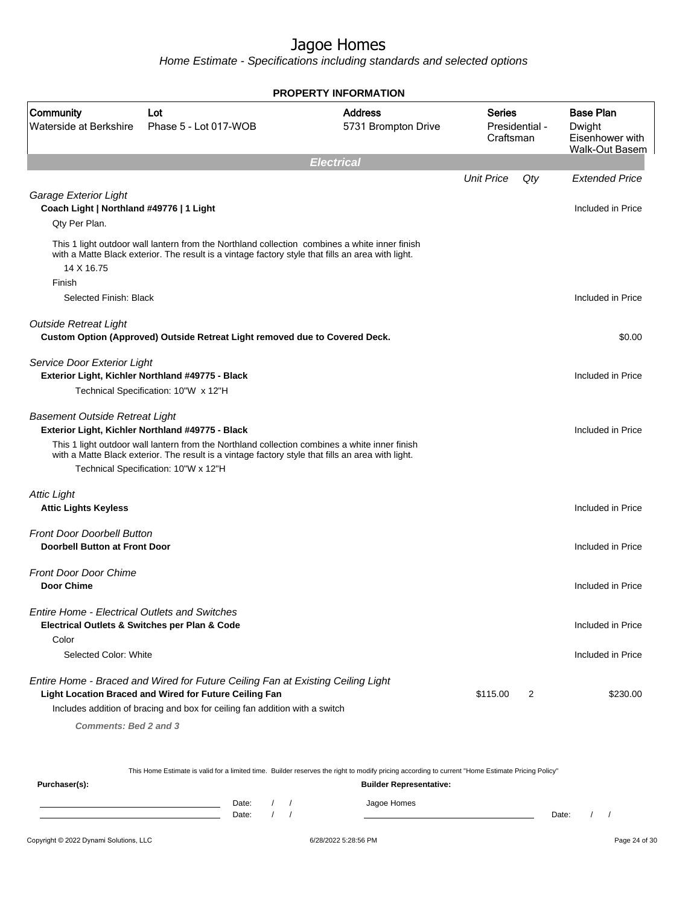# Jagoe Homes

*Home Estimate - Specifications including standards and selected options*

**PROPERTY INFORMATION**

| Community | Lot | Address | Series | Base Plan |
|---|---|---|---|---|
| Waterside at Berkshire | Phase 5 - Lot 017-WOB | 5731 Brompton Drive | Presidential - Craftsman | Dwight Eisenhower with Walk-Out Basem |

## Electrical

| | Unit Price | Qty | Extended Price |
|---|---|---|---|
| ***Garage Exterior Light*** | | | |
| **Coach Light \| Northland #49776 \| 1 Light** | | | Included in Price |
| Qty Per Plan. | | | |
| This 1 light outdoor wall lantern from the Northland collection combines a white inner finish with a Matte Black exterior. The result is a vintage factory style that fills an area with light. | | | |
| 14 X 16.75 | | | |
| Finish | | | |
| Selected Finish: Black | | | Included in Price |
| ***Outside Retreat Light*** | | | |
| **Custom Option (Approved) Outside Retreat Light removed due to Covered Deck.** | | | $0.00 |
| ***Service Door Exterior Light*** | | | |
| **Exterior Light, Kichler Northland #49775 - Black** | | | Included in Price |
| Technical Specification: 10"W x 12"H | | | |
| ***Basement Outside Retreat Light*** | | | |
| **Exterior Light, Kichler Northland #49775 - Black** | | | Included in Price |
| This 1 light outdoor wall lantern from the Northland collection combines a white inner finish with a Matte Black exterior. The result is a vintage factory style that fills an area with light. | | | |
| Technical Specification: 10"W x 12"H | | | |
| ***Attic Light*** | | | |
| **Attic Lights Keyless** | | | Included in Price |
| ***Front Door Doorbell Button*** | | | |
| **Doorbell Button at Front Door** | | | Included in Price |
| ***Front Door Door Chime*** | | | |
| **Door Chime** | | | Included in Price |
| ***Entire Home - Electrical Outlets and Switches*** | | | |
| **Electrical Outlets & Switches per Plan & Code** | | | Included in Price |
| Color | | | |
| Selected Color: White | | | Included in Price |
| ***Entire Home - Braced and Wired for Future Ceiling Fan at Existing Ceiling Light*** | | | |
| **Light Location Braced and Wired for Future Ceiling Fan** | $115.00 | 2 | $230.00 |
| Includes addition of bracing and box for ceiling fan addition with a switch | | | |
| ***Comments: Bed 2 and 3*** | | | |

This Home Estimate is valid for a limited time. Builder reserves the right to modify pricing according to current "Home Estimate Pricing Policy"

**Purchaser(s):** **Builder Representative:**

Date: / / Jagoe Homes

Date: / / Date: / /

Copyright © 2022 Dynami Solutions, LLC 6/28/2022 5:28:56 PM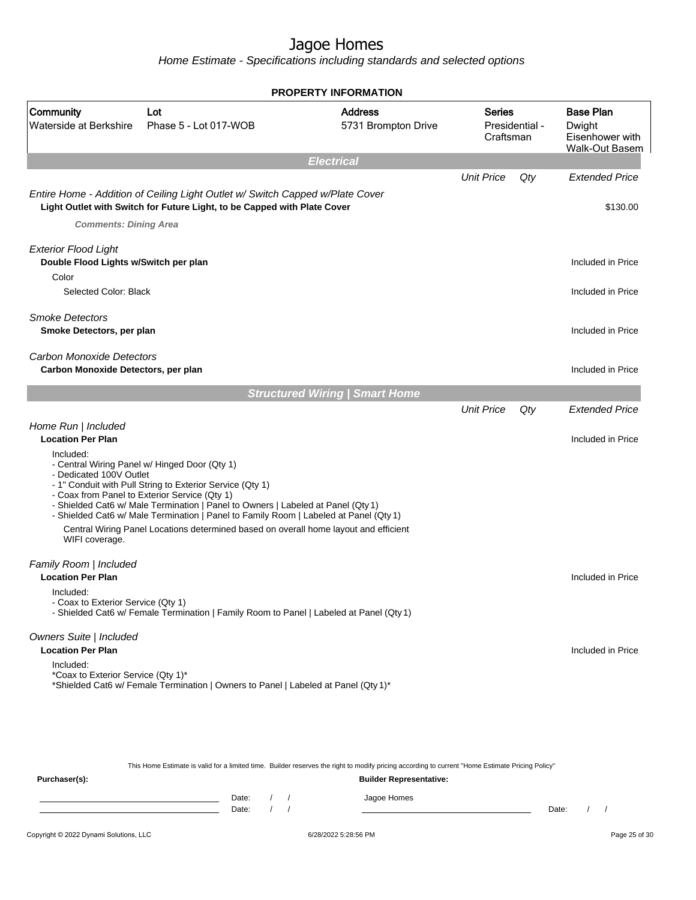# Jagoe Homes

*Home Estimate - Specifications including standards and selected options*

**PROPERTY INFORMATION**

| Community | Lot | Address | Series | Base Plan |
|---|---|---|---|---|
| Waterside at Berkshire | Phase 5 - Lot 017-WOB | 5731 Brompton Drive | Presidential - Craftsman | Dwight Eisenhower with Walk-Out Basem |

## Electrical

| | Unit Price | Qty | Extended Price |
|---|---|---|---|
| *Entire Home - Addition of Ceiling Light Outlet w/ Switch Capped w/Plate Cover* | | | |
| **Light Outlet with Switch for Future Light, to be Capped with Plate Cover** | | | $130.00 |
| ***Comments: Dining Area*** | | | |
| *Exterior Flood Light* | | | |
| **Double Flood Lights w/Switch per plan** | | | Included in Price |
| Color | | | |
| Selected Color: Black | | | Included in Price |
| *Smoke Detectors* | | | |
| **Smoke Detectors, per plan** | | | Included in Price |
| *Carbon Monoxide Detectors* | | | |
| **Carbon Monoxide Detectors, per plan** | | | Included in Price |

## Structured Wiring | Smart Home

| | Unit Price | Qty | Extended Price |
|---|---|---|---|
| *Home Run \| Included* | | | |
| **Location Per Plan** | | | Included in Price |

Included:
- Central Wiring Panel w/ Hinged Door (Qty 1)
- Dedicated 100V Outlet
- 1" Conduit with Pull String to Exterior Service (Qty 1)
- Coax from Panel to Exterior Service (Qty 1)
- Shielded Cat6 w/ Male Termination | Panel to Owners | Labeled at Panel (Qty 1)
- Shielded Cat6 w/ Male Termination | Panel to Family Room | Labeled at Panel (Qty 1)

Central Wiring Panel Locations determined based on overall home layout and efficient WIFI coverage.

| | Unit Price | Qty | Extended Price |
|---|---|---|---|
| *Family Room \| Included* | | | |
| **Location Per Plan** | | | Included in Price |

Included:
- Coax to Exterior Service (Qty 1)
- Shielded Cat6 w/ Female Termination | Family Room to Panel | Labeled at Panel (Qty 1)

| | Unit Price | Qty | Extended Price |
|---|---|---|---|
| *Owners Suite \| Included* | | | |
| **Location Per Plan** | | | Included in Price |

Included:
*Coax to Exterior Service (Qty 1)*
*Shielded Cat6 w/ Female Termination | Owners to Panel | Labeled at Panel (Qty 1)*

This Home Estimate is valid for a limited time. Builder reserves the right to modify pricing according to current "Home Estimate Pricing Policy"

**Purchaser(s):** Date: / / Date: / /

**Builder Representative:** Jagoe Homes Date: / /

Copyright © 2022 Dynami Solutions, LLC 6/28/2022 5:28:56 PM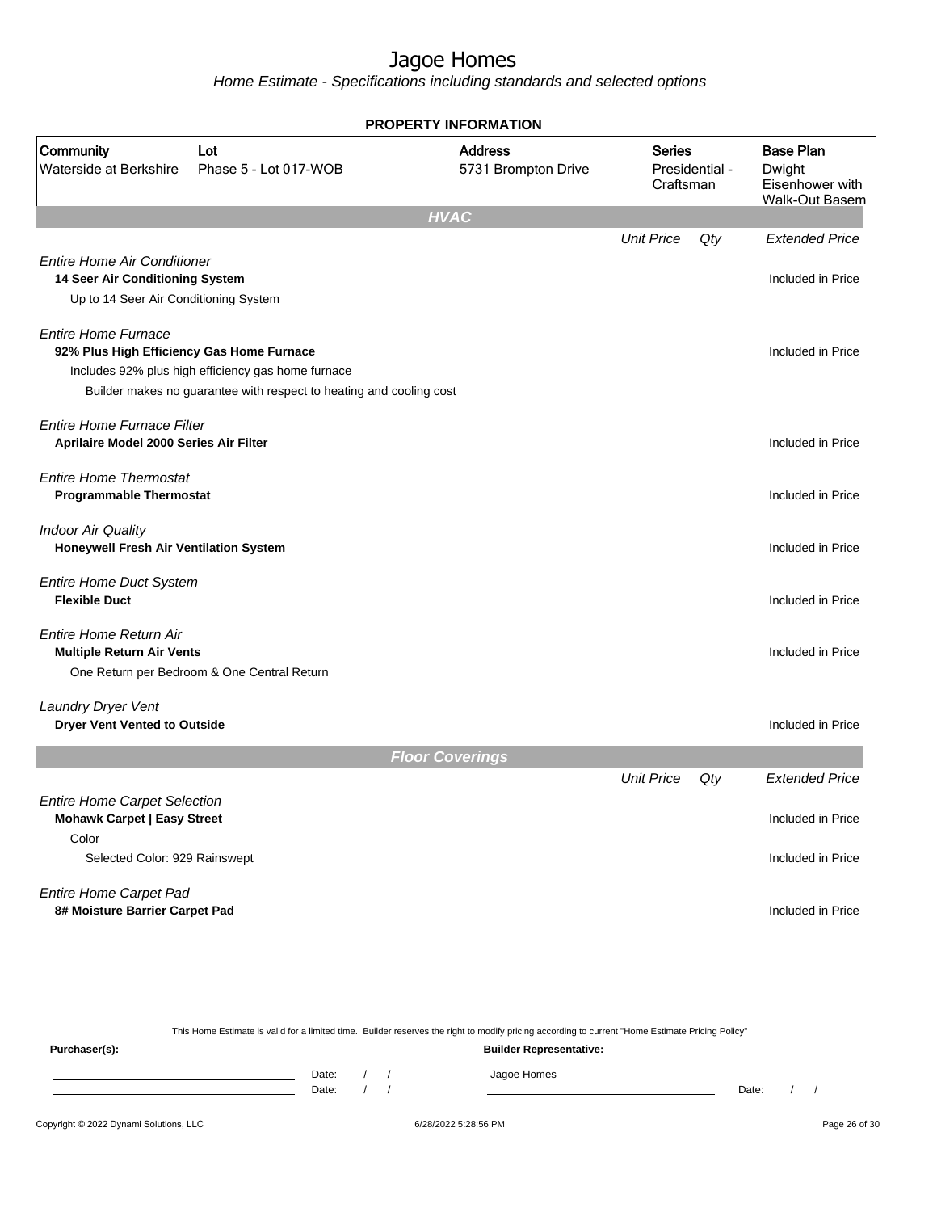# Jagoe Homes

*Home Estimate - Specifications including standards and selected options*

**PROPERTY INFORMATION**

| Community | Lot | Address | Series | Base Plan |
|---|---|---|---|---|
| Waterside at Berkshire | Phase 5 - Lot 017-WOB | 5731 Brompton Drive | Presidential - Craftsman | Dwight Eisenhower with Walk-Out Basem |

## HVAC

| | Unit Price | Qty | Extended Price |
|---|---|---|---|
| *Entire Home Air Conditioner* | | | |
| **14 Seer Air Conditioning System** | | | Included in Price |
| Up to 14 Seer Air Conditioning System | | | |
| *Entire Home Furnace* | | | |
| **92% Plus High Efficiency Gas Home Furnace** | | | Included in Price |
| Includes 92% plus high efficiency gas home furnace | | | |
| Builder makes no guarantee with respect to heating and cooling cost | | | |
| *Entire Home Furnace Filter* | | | |
| **Aprilaire Model 2000 Series Air Filter** | | | Included in Price |
| *Entire Home Thermostat* | | | |
| **Programmable Thermostat** | | | Included in Price |
| *Indoor Air Quality* | | | |
| **Honeywell Fresh Air Ventilation System** | | | Included in Price |
| *Entire Home Duct System* | | | |
| **Flexible Duct** | | | Included in Price |
| *Entire Home Return Air* | | | |
| **Multiple Return Air Vents** | | | Included in Price |
| One Return per Bedroom & One Central Return | | | |
| *Laundry Dryer Vent* | | | |
| **Dryer Vent Vented to Outside** | | | Included in Price |

## Floor Coverings

| | Unit Price | Qty | Extended Price |
|---|---|---|---|
| *Entire Home Carpet Selection* | | | |
| **Mohawk Carpet \| Easy Street** | | | Included in Price |
| Color | | | |
| Selected Color: 929 Rainswept | | | Included in Price |
| *Entire Home Carpet Pad* | | | |
| **8# Moisture Barrier Carpet Pad** | | | Included in Price |

This Home Estimate is valid for a limited time. Builder reserves the right to modify pricing according to current "Home Estimate Pricing Policy"

**Purchaser(s):** Date: / / Date: / /

**Builder Representative:** Jagoe Homes Date: / /

Copyright © 2022 Dynami Solutions, LLC 6/28/2022 5:28:56 PM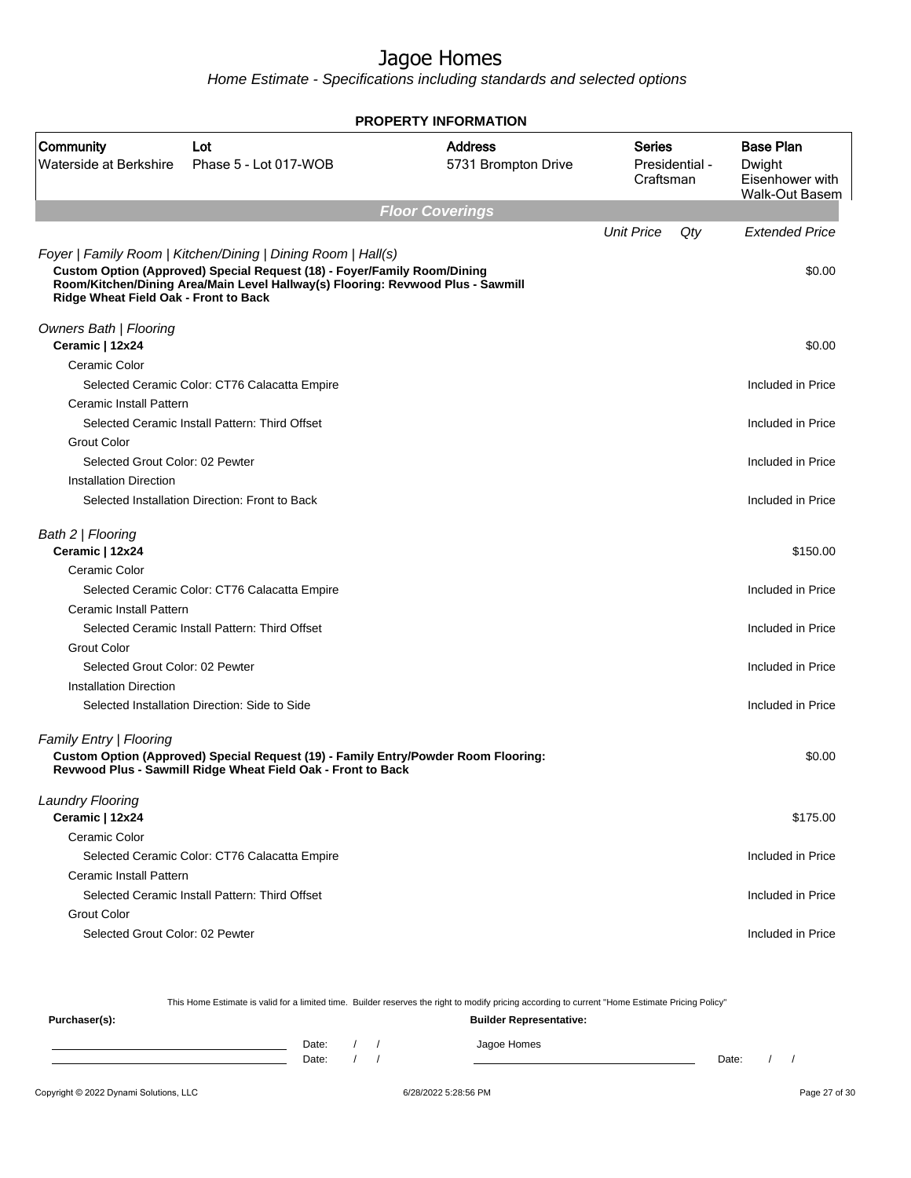# Jagoe Homes

*Home Estimate - Specifications including standards and selected options*

## PROPERTY INFORMATION

| Community | Lot | Address | Series | Base Plan |
|---|---|---|---|---|
| Waterside at Berkshire | Phase 5 - Lot 017-WOB | 5731 Brompton Drive | Presidential - Craftsman | Dwight Eisenhower with Walk-Out Basem |

### Floor Coverings

| | Unit Price | Qty | Extended Price |
|---|---|---|---|
| *Foyer \| Family Room \| Kitchen/Dining \| Dining Room \| Hall(s)* | | | |
| **Custom Option (Approved) Special Request (18) - Foyer/Family Room/Dining Room/Kitchen/Dining Area/Main Level Hallway(s) Flooring: Revwood Plus - Sawmill Ridge Wheat Field Oak - Front to Back** | | | $0.00 |
| *Owners Bath \| Flooring* | | | |
| **Ceramic \| 12x24** | | | $0.00 |
| Ceramic Color | | | |
| Selected Ceramic Color: CT76 Calacatta Empire | | | Included in Price |
| Ceramic Install Pattern | | | |
| Selected Ceramic Install Pattern: Third Offset | | | Included in Price |
| Grout Color | | | |
| Selected Grout Color: 02 Pewter | | | Included in Price |
| Installation Direction | | | |
| Selected Installation Direction: Front to Back | | | Included in Price |
| *Bath 2 \| Flooring* | | | |
| **Ceramic \| 12x24** | | | $150.00 |
| Ceramic Color | | | |
| Selected Ceramic Color: CT76 Calacatta Empire | | | Included in Price |
| Ceramic Install Pattern | | | |
| Selected Ceramic Install Pattern: Third Offset | | | Included in Price |
| Grout Color | | | |
| Selected Grout Color: 02 Pewter | | | Included in Price |
| Installation Direction | | | |
| Selected Installation Direction: Side to Side | | | Included in Price |
| *Family Entry \| Flooring* | | | |
| **Custom Option (Approved) Special Request (19) - Family Entry/Powder Room Flooring: Revwood Plus - Sawmill Ridge Wheat Field Oak - Front to Back** | | | $0.00 |
| *Laundry Flooring* | | | |
| **Ceramic \| 12x24** | | | $175.00 |
| Ceramic Color | | | |
| Selected Ceramic Color: CT76 Calacatta Empire | | | Included in Price |
| Ceramic Install Pattern | | | |
| Selected Ceramic Install Pattern: Third Offset | | | Included in Price |
| Grout Color | | | |
| Selected Grout Color: 02 Pewter | | | Included in Price |

This Home Estimate is valid for a limited time. Builder reserves the right to modify pricing according to current "Home Estimate Pricing Policy"

**Purchaser(s):**

Date: / /

Date: / /

**Builder Representative:**

Jagoe Homes

Date: / /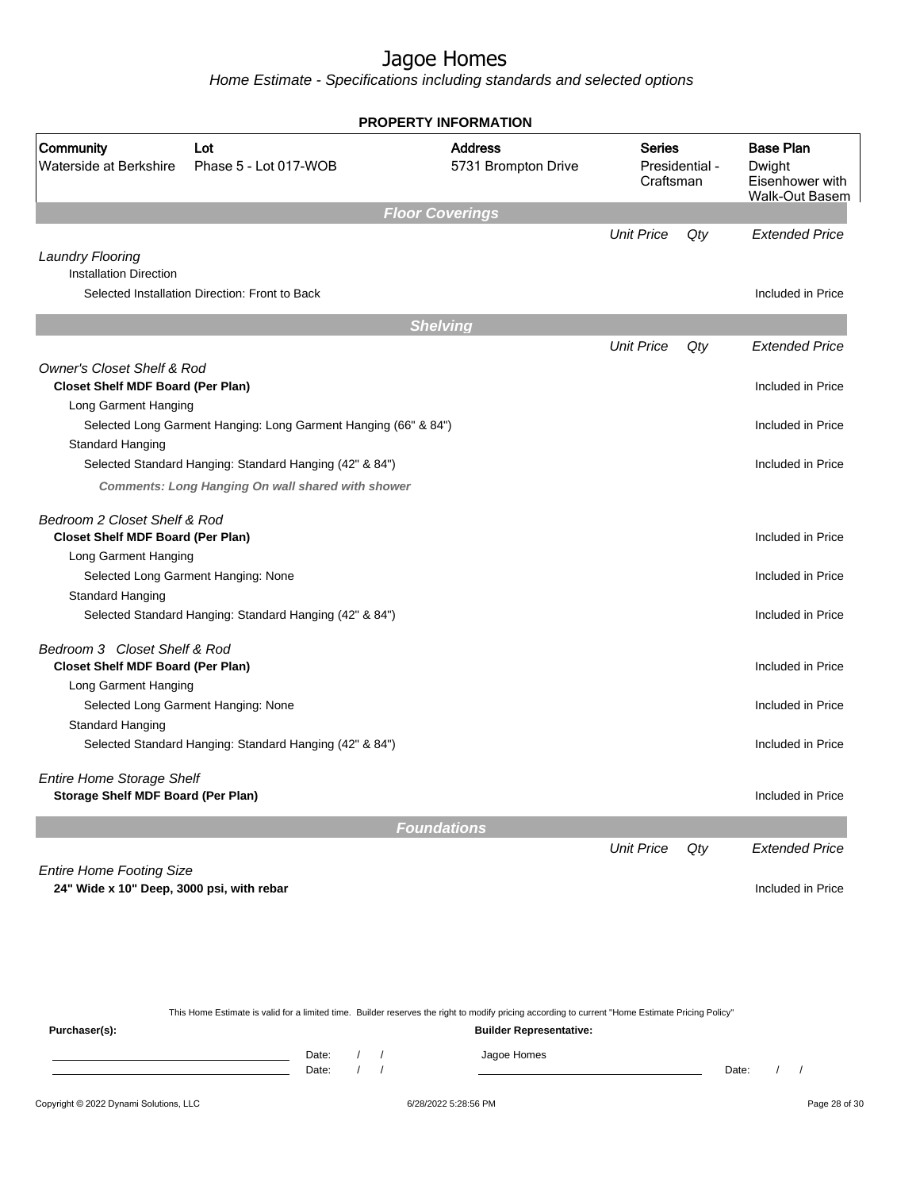# Jagoe Homes

*Home Estimate - Specifications including standards and selected options*

## PROPERTY INFORMATION

| Community | Lot | Address | Series | Base Plan |
|---|---|---|---|---|
| Waterside at Berkshire | Phase 5 - Lot 017-WOB | 5731 Brompton Drive | Presidential - Craftsman | Dwight Eisenhower with Walk-Out Basem |

### Floor Coverings

| | Unit Price | Qty | Extended Price |
|---|---|---|---|
| *Laundry Flooring* | | | |
| Installation Direction | | | |
| Selected Installation Direction: Front to Back | | | Included in Price |

### Shelving

| | Unit Price | Qty | Extended Price |
|---|---|---|---|
| *Owner's Closet Shelf & Rod* | | | |
| **Closet Shelf MDF Board (Per Plan)** | | | Included in Price |
| Long Garment Hanging | | | |
| Selected Long Garment Hanging: Long Garment Hanging (66" & 84") | | | Included in Price |
| Standard Hanging | | | |
| Selected Standard Hanging: Standard Hanging (42" & 84") | | | Included in Price |
| ***Comments: Long Hanging On wall shared with shower*** | | | |
| *Bedroom 2 Closet Shelf & Rod* | | | |
| **Closet Shelf MDF Board (Per Plan)** | | | Included in Price |
| Long Garment Hanging | | | |
| Selected Long Garment Hanging: None | | | Included in Price |
| Standard Hanging | | | |
| Selected Standard Hanging: Standard Hanging (42" & 84") | | | Included in Price |
| *Bedroom 3 Closet Shelf & Rod* | | | |
| **Closet Shelf MDF Board (Per Plan)** | | | Included in Price |
| Long Garment Hanging | | | |
| Selected Long Garment Hanging: None | | | Included in Price |
| Standard Hanging | | | |
| Selected Standard Hanging: Standard Hanging (42" & 84") | | | Included in Price |
| *Entire Home Storage Shelf* | | | |
| **Storage Shelf MDF Board (Per Plan)** | | | Included in Price |

### Foundations

| | Unit Price | Qty | Extended Price |
|---|---|---|---|
| *Entire Home Footing Size* | | | |
| **24" Wide x 10" Deep, 3000 psi, with rebar** | | | Included in Price |

This Home Estimate is valid for a limited time. Builder reserves the right to modify pricing according to current "Home Estimate Pricing Policy"

**Purchaser(s):**

Date: / /

Date: / /

**Builder Representative:**

Jagoe Homes

Date: / /

Copyright © 2022 Dynami Solutions, LLC    6/28/2022 5:28:56 PM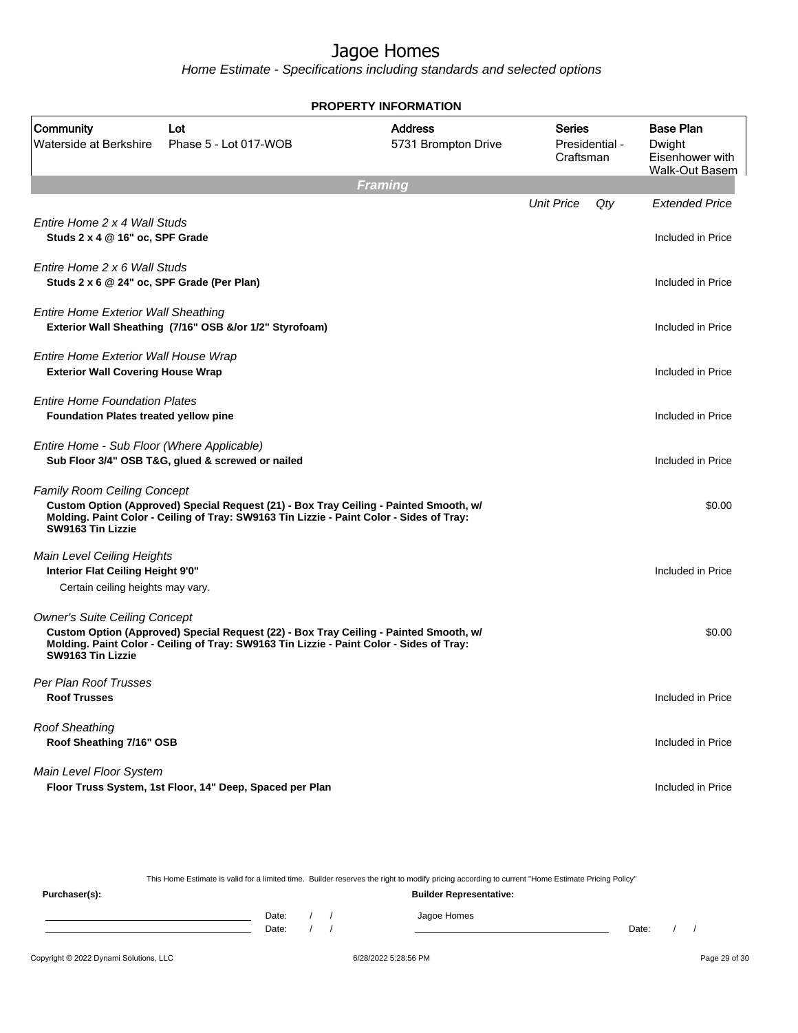# Jagoe Homes

*Home Estimate - Specifications including standards and selected options*

**PROPERTY INFORMATION**

| Community | Lot | Address | Series | Base Plan |
|---|---|---|---|---|
| Waterside at Berkshire | Phase 5 - Lot 017-WOB | 5731 Brompton Drive | Presidential - Craftsman | Dwight Eisenhower with Walk-Out Basem |

## Framing

| | Unit Price | Qty | Extended Price |
|---|---|---|---|
| *Entire Home 2 x 4 Wall Studs*<br>**Studs 2 x 4 @ 16" oc, SPF Grade** | | | Included in Price |
| *Entire Home 2 x 6 Wall Studs*<br>**Studs 2 x 6 @ 24" oc, SPF Grade (Per Plan)** | | | Included in Price |
| *Entire Home Exterior Wall Sheathing*<br>**Exterior Wall Sheathing (7/16" OSB &/or 1/2" Styrofoam)** | | | Included in Price |
| *Entire Home Exterior Wall House Wrap*<br>**Exterior Wall Covering House Wrap** | | | Included in Price |
| *Entire Home Foundation Plates*<br>**Foundation Plates treated yellow pine** | | | Included in Price |
| *Entire Home - Sub Floor (Where Applicable)*<br>**Sub Floor 3/4" OSB T&G, glued & screwed or nailed** | | | Included in Price |
| *Family Room Ceiling Concept*<br>**Custom Option (Approved) Special Request (21) - Box Tray Ceiling - Painted Smooth, w/ Molding. Paint Color - Ceiling of Tray: SW9163 Tin Lizzie - Paint Color - Sides of Tray: SW9163 Tin Lizzie** | | | $0.00 |
| *Main Level Ceiling Heights*<br>**Interior Flat Ceiling Height 9'0"**<br>Certain ceiling heights may vary. | | | Included in Price |
| *Owner's Suite Ceiling Concept*<br>**Custom Option (Approved) Special Request (22) - Box Tray Ceiling - Painted Smooth, w/ Molding. Paint Color - Ceiling of Tray: SW9163 Tin Lizzie - Paint Color - Sides of Tray: SW9163 Tin Lizzie** | | | $0.00 |
| *Per Plan Roof Trusses*<br>**Roof Trusses** | | | Included in Price |
| *Roof Sheathing*<br>**Roof Sheathing 7/16" OSB** | | | Included in Price |
| *Main Level Floor System*<br>**Floor Truss System, 1st Floor, 14" Deep, Spaced per Plan** | | | Included in Price |

This Home Estimate is valid for a limited time. Builder reserves the right to modify pricing according to current "Home Estimate Pricing Policy"

**Purchaser(s):**

______________________ Date: / /

______________________ Date: / /

**Builder Representative:**

Jagoe Homes

______________________ Date: / /

Copyright © 2022 Dynami Solutions, LLC — 6/28/2022 5:28:56 PM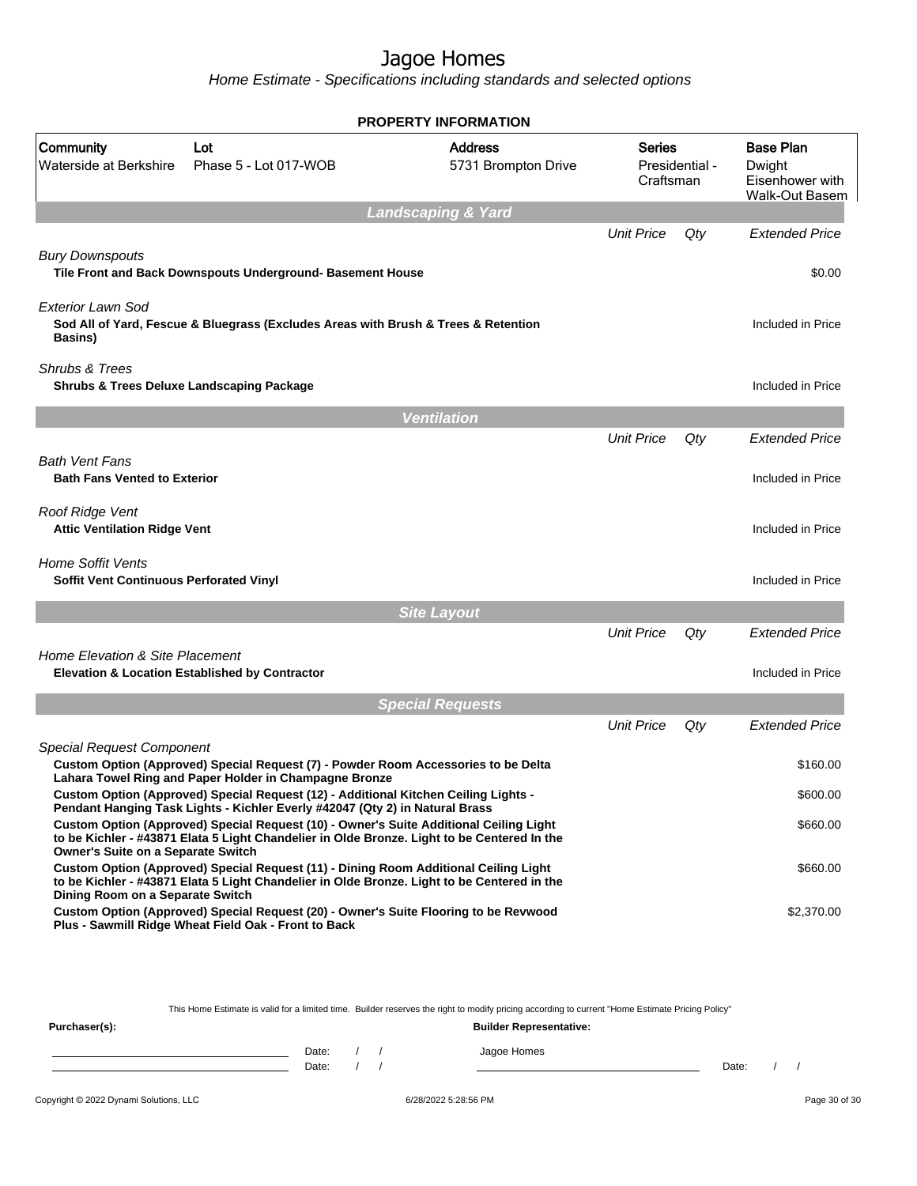# Jagoe Homes

*Home Estimate - Specifications including standards and selected options*

**PROPERTY INFORMATION**

| Community | Lot | Address | Series | Base Plan |
|---|---|---|---|---|
| Waterside at Berkshire | Phase 5 - Lot 017-WOB | 5731 Brompton Drive | Presidential - Craftsman | Dwight Eisenhower with Walk-Out Basem |

## Landscaping & Yard

| | Unit Price | Qty | Extended Price |
|---|---|---|---|
| *Bury Downspouts* | | | |
| **Tile Front and Back Downspouts Underground- Basement House** | | | $0.00 |
| *Exterior Lawn Sod* | | | |
| **Sod All of Yard, Fescue & Bluegrass (Excludes Areas with Brush & Trees & Retention Basins)** | | | Included in Price |
| *Shrubs & Trees* | | | |
| **Shrubs & Trees Deluxe Landscaping Package** | | | Included in Price |

## Ventilation

| | Unit Price | Qty | Extended Price |
|---|---|---|---|
| *Bath Vent Fans* | | | |
| **Bath Fans Vented to Exterior** | | | Included in Price |
| *Roof Ridge Vent* | | | |
| **Attic Ventilation Ridge Vent** | | | Included in Price |
| *Home Soffit Vents* | | | |
| **Soffit Vent Continuous Perforated Vinyl** | | | Included in Price |

## Site Layout

| | Unit Price | Qty | Extended Price |
|---|---|---|---|
| *Home Elevation & Site Placement* | | | |
| **Elevation & Location Established by Contractor** | | | Included in Price |

## Special Requests

| | Unit Price | Qty | Extended Price |
|---|---|---|---|
| *Special Request Component* | | | |
| **Custom Option (Approved) Special Request (7) - Powder Room Accessories to be Delta Lahara Towel Ring and Paper Holder in Champagne Bronze** | | | $160.00 |
| **Custom Option (Approved) Special Request (12) - Additional Kitchen Ceiling Lights - Pendant Hanging Task Lights - Kichler Everly #42047 (Qty 2) in Natural Brass** | | | $600.00 |
| **Custom Option (Approved) Special Request (10) - Owner's Suite Additional Ceiling Light to be Kichler - #43871 Elata 5 Light Chandelier in Olde Bronze. Light to be Centered In the Owner's Suite on a Separate Switch** | | | $660.00 |
| **Custom Option (Approved) Special Request (11) - Dining Room Additional Ceiling Light to be Kichler - #43871 Elata 5 Light Chandelier in Olde Bronze. Light to be Centered in the Dining Room on a Separate Switch** | | | $660.00 |
| **Custom Option (Approved) Special Request (20) - Owner's Suite Flooring to be Revwood Plus - Sawmill Ridge Wheat Field Oak - Front to Back** | | | $2,370.00 |

This Home Estimate is valid for a limited time. Builder reserves the right to modify pricing according to current "Home Estimate Pricing Policy"

**Purchaser(s):**

Date: / /

Date: / /

**Builder Representative:**

Jagoe Homes

Date: / /

Copyright © 2022 Dynami Solutions, LLC — 6/28/2022 5:28:56 PM